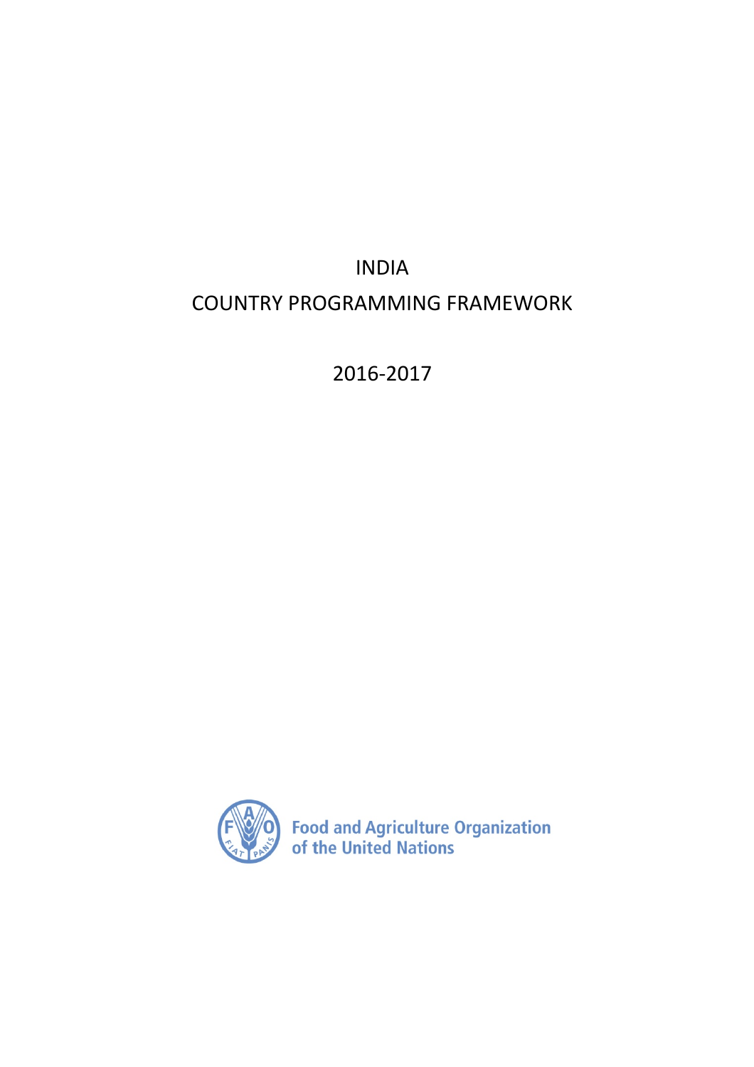# INDIA

# COUNTRY PROGRAMMING FRAMEWORK

## 2016-2017

Food and Agriculture Organization of the United Nations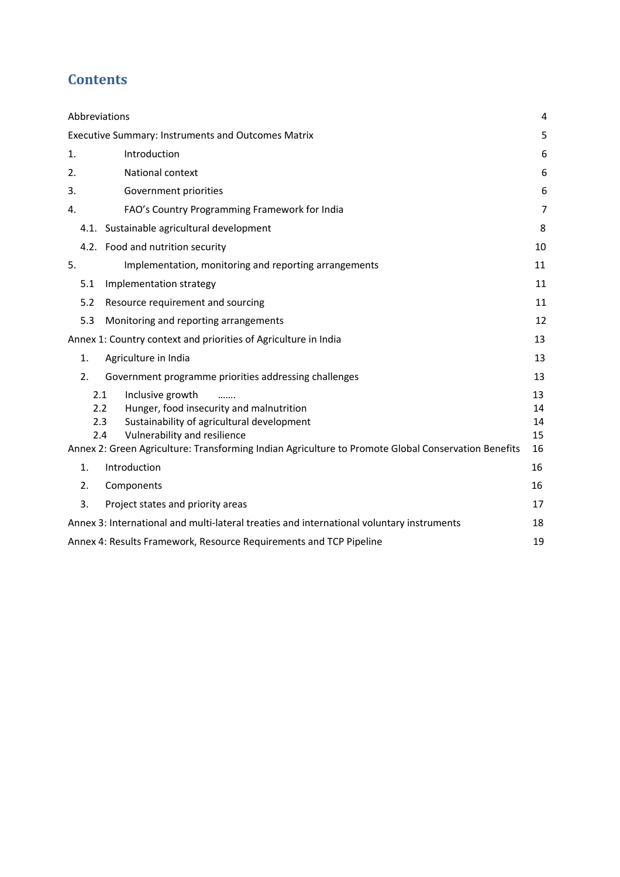# Contents

| | |
|---|---|
| Abbreviations | 4 |
| Executive Summary: Instruments and Outcomes Matrix | 5 |
| 1. Introduction | 6 |
| 2. National context | 6 |
| 3. Government priorities | 6 |
| 4. FAO's Country Programming Framework for India | 7 |
| 4.1. Sustainable agricultural development | 8 |
| 4.2. Food and nutrition security | 10 |
| 5. Implementation, monitoring and reporting arrangements | 11 |
| 5.1 Implementation strategy | 11 |
| 5.2 Resource requirement and sourcing | 11 |
| 5.3 Monitoring and reporting arrangements | 12 |
| Annex 1: Country context and priorities of Agriculture in India | 13 |
| 1. Agriculture in India | 13 |
| 2. Government programme priorities addressing challenges | 13 |
| 2.1 Inclusive growth ……. | 13 |
| 2.2 Hunger, food insecurity and malnutrition | 14 |
| 2.3 Sustainability of agricultural development | 14 |
| 2.4 Vulnerability and resilience | 15 |
| Annex 2: Green Agriculture: Transforming Indian Agriculture to Promote Global Conservation Benefits | 16 |
| 1. Introduction | 16 |
| 2. Components | 16 |
| 3. Project states and priority areas | 17 |
| Annex 3: International and multi-lateral treaties and international voluntary instruments | 18 |
| Annex 4: Results Framework, Resource Requirements and TCP Pipeline | 19 |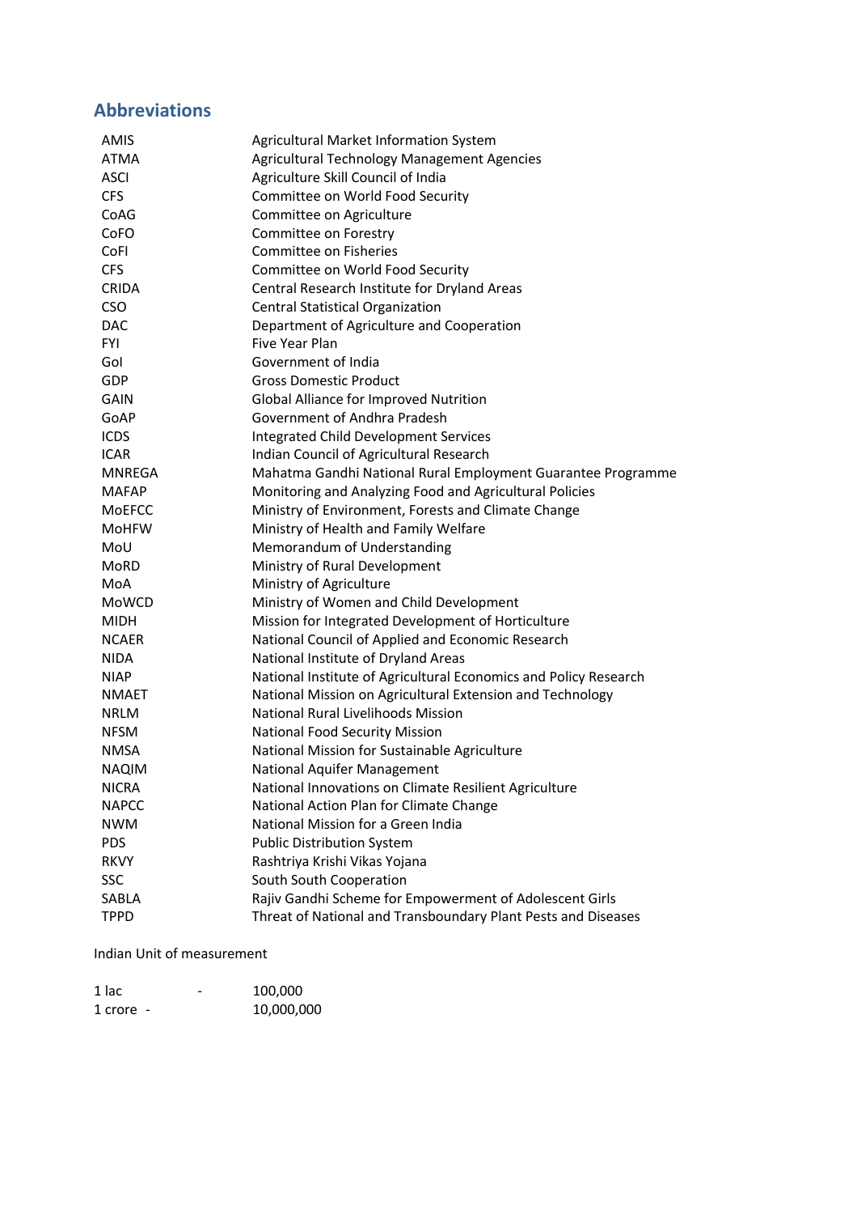## Abbreviations

| | |
|---|---|
| AMIS | Agricultural Market Information System |
| ATMA | Agricultural Technology Management Agencies |
| ASCI | Agriculture Skill Council of India |
| CFS | Committee on World Food Security |
| CoAG | Committee on Agriculture |
| CoFO | Committee on Forestry |
| CoFI | Committee on Fisheries |
| CFS | Committee on World Food Security |
| CRIDA | Central Research Institute for Dryland Areas |
| CSO | Central Statistical Organization |
| DAC | Department of Agriculture and Cooperation |
| FYI | Five Year Plan |
| GoI | Government of India |
| GDP | Gross Domestic Product |
| GAIN | Global Alliance for Improved Nutrition |
| GoAP | Government of Andhra Pradesh |
| ICDS | Integrated Child Development Services |
| ICAR | Indian Council of Agricultural Research |
| MNREGA | Mahatma Gandhi National Rural Employment Guarantee Programme |
| MAFAP | Monitoring and Analyzing Food and Agricultural Policies |
| MoEFCC | Ministry of Environment, Forests and Climate Change |
| MoHFW | Ministry of Health and Family Welfare |
| MoU | Memorandum of Understanding |
| MoRD | Ministry of Rural Development |
| MoA | Ministry of Agriculture |
| MoWCD | Ministry of Women and Child Development |
| MIDH | Mission for Integrated Development of Horticulture |
| NCAER | National Council of Applied and Economic Research |
| NIDA | National Institute of Dryland Areas |
| NIAP | National Institute of Agricultural Economics and Policy Research |
| NMAET | National Mission on Agricultural Extension and Technology |
| NRLM | National Rural Livelihoods Mission |
| NFSM | National Food Security Mission |
| NMSA | National Mission for Sustainable Agriculture |
| NAQIM | National Aquifer Management |
| NICRA | National Innovations on Climate Resilient Agriculture |
| NAPCC | National Action Plan for Climate Change |
| NWM | National Mission for a Green India |
| PDS | Public Distribution System |
| RKVY | Rashtriya Krishi Vikas Yojana |
| SSC | South South Cooperation |
| SABLA | Rajiv Gandhi Scheme for Empowerment of Adolescent Girls |
| TPPD | Threat of National and Transboundary Plant Pests and Diseases |

Indian Unit of measurement

1 lac - 100,000
1 crore - 10,000,000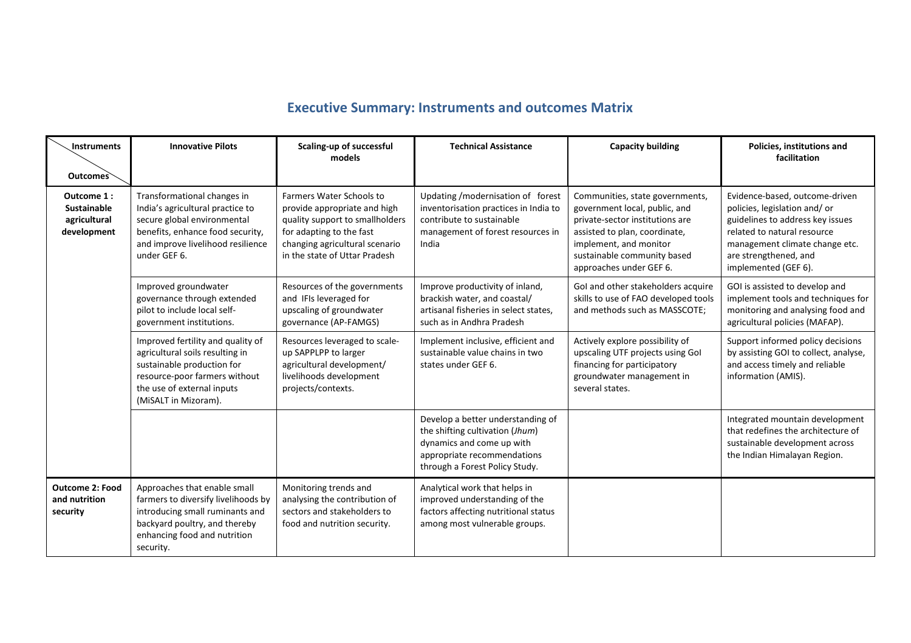## Executive Summary: Instruments and outcomes Matrix

| Instruments / Outcomes | Innovative Pilots | Scaling-up of successful models | Technical Assistance | Capacity building | Policies, institutions and facilitation |
|---|---|---|---|---|---|
| **Outcome 1 : Sustainable agricultural development** | Transformational changes in India's agricultural practice to secure global environmental benefits, enhance food security, and improve livelihood resilience under GEF 6. | Farmers Water Schools to provide appropriate and high quality support to smallholders for adapting to the fast changing agricultural scenario in the state of Uttar Pradesh | Updating /modernisation of forest inventorisation practices in India to contribute to sustainable management of forest resources in India | Communities, state governments, government local, public, and private-sector institutions are assisted to plan, coordinate, implement, and monitor sustainable community based approaches under GEF 6. | Evidence-based, outcome-driven policies, legislation and/ or guidelines to address key issues related to natural resource management climate change etc. are strengthened, and implemented (GEF 6). |
| | Improved groundwater governance through extended pilot to include local self-government institutions. | Resources of the governments and IFIs leveraged for upscaling of groundwater governance (AP-FAMGS) | Improve productivity of inland, brackish water, and coastal/ artisanal fisheries in select states, such as in Andhra Pradesh | GoI and other stakeholders acquire skills to use of FAO developed tools and methods such as MASSCOTE; | GOI is assisted to develop and implement tools and techniques for monitoring and analysing food and agricultural policies (MAFAP). |
| | Improved fertility and quality of agricultural soils resulting in sustainable production for resource-poor farmers without the use of external inputs (MiSALT in Mizoram). | Resources leveraged to scale-up SAPPLPP to larger agricultural development/ livelihoods development projects/contexts. | Implement inclusive, efficient and sustainable value chains in two states under GEF 6. | Actively explore possibility of upscaling UTF projects using GoI financing for participatory groundwater management in several states. | Support informed policy decisions by assisting GOI to collect, analyse, and access timely and reliable information (AMIS). |
| | | | Develop a better understanding of the shifting cultivation (*Jhum*) dynamics and come up with appropriate recommendations through a Forest Policy Study. | | Integrated mountain development that redefines the architecture of sustainable development across the Indian Himalayan Region. |
| **Outcome 2: Food and nutrition security** | Approaches that enable small farmers to diversify livelihoods by introducing small ruminants and backyard poultry, and thereby enhancing food and nutrition security. | Monitoring trends and analysing the contribution of sectors and stakeholders to food and nutrition security. | Analytical work that helps in improved understanding of the factors affecting nutritional status among most vulnerable groups. | | |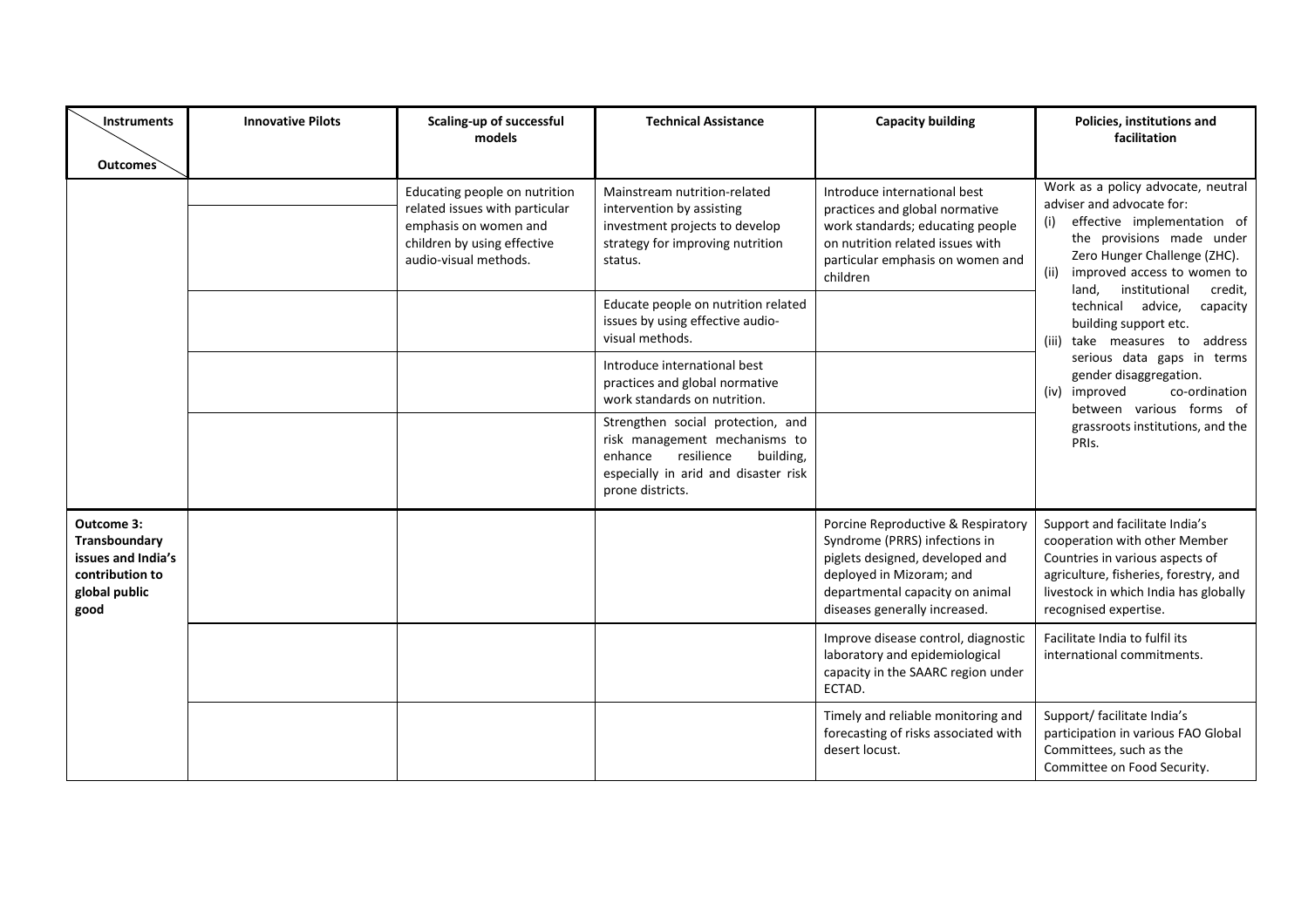| Instruments / Outcomes | Innovative Pilots | Scaling-up of successful models | Technical Assistance | Capacity building | Policies, institutions and facilitation |
|---|---|---|---|---|---|
| | | Educating people on nutrition related issues with particular emphasis on women and children by using effective audio-visual methods. | Mainstream nutrition-related intervention by assisting investment projects to develop strategy for improving nutrition status. | Introduce international best practices and global normative work standards; educating people on nutrition related issues with particular emphasis on women and children | Work as a policy advocate, neutral adviser and advocate for: (i) effective implementation of the provisions made under Zero Hunger Challenge (ZHC). (ii) improved access to women to land, institutional credit, technical advice, capacity building support etc. (iii) take measures to address serious data gaps in terms gender disaggregation. (iv) improved co-ordination between various forms of grassroots institutions, and the PRIs. |
| | | | Educate people on nutrition related issues by using effective audio-visual methods. | | |
| | | | Introduce international best practices and global normative work standards on nutrition. | | |
| | | | Strengthen social protection, and risk management mechanisms to enhance resilience building, especially in arid and disaster risk prone districts. | | |
| **Outcome 3: Transboundary issues and India's contribution to global public good** | | | | Porcine Reproductive & Respiratory Syndrome (PRRS) infections in piglets designed, developed and deployed in Mizoram; and departmental capacity on animal diseases generally increased. | Support and facilitate India's cooperation with other Member Countries in various aspects of agriculture, fisheries, forestry, and livestock in which India has globally recognised expertise. |
| | | | | Improve disease control, diagnostic laboratory and epidemiological capacity in the SAARC region under ECTAD. | Facilitate India to fulfil its international commitments. |
| | | | | Timely and reliable monitoring and forecasting of risks associated with desert locust. | Support/ facilitate India's participation in various FAO Global Committees, such as the Committee on Food Security. |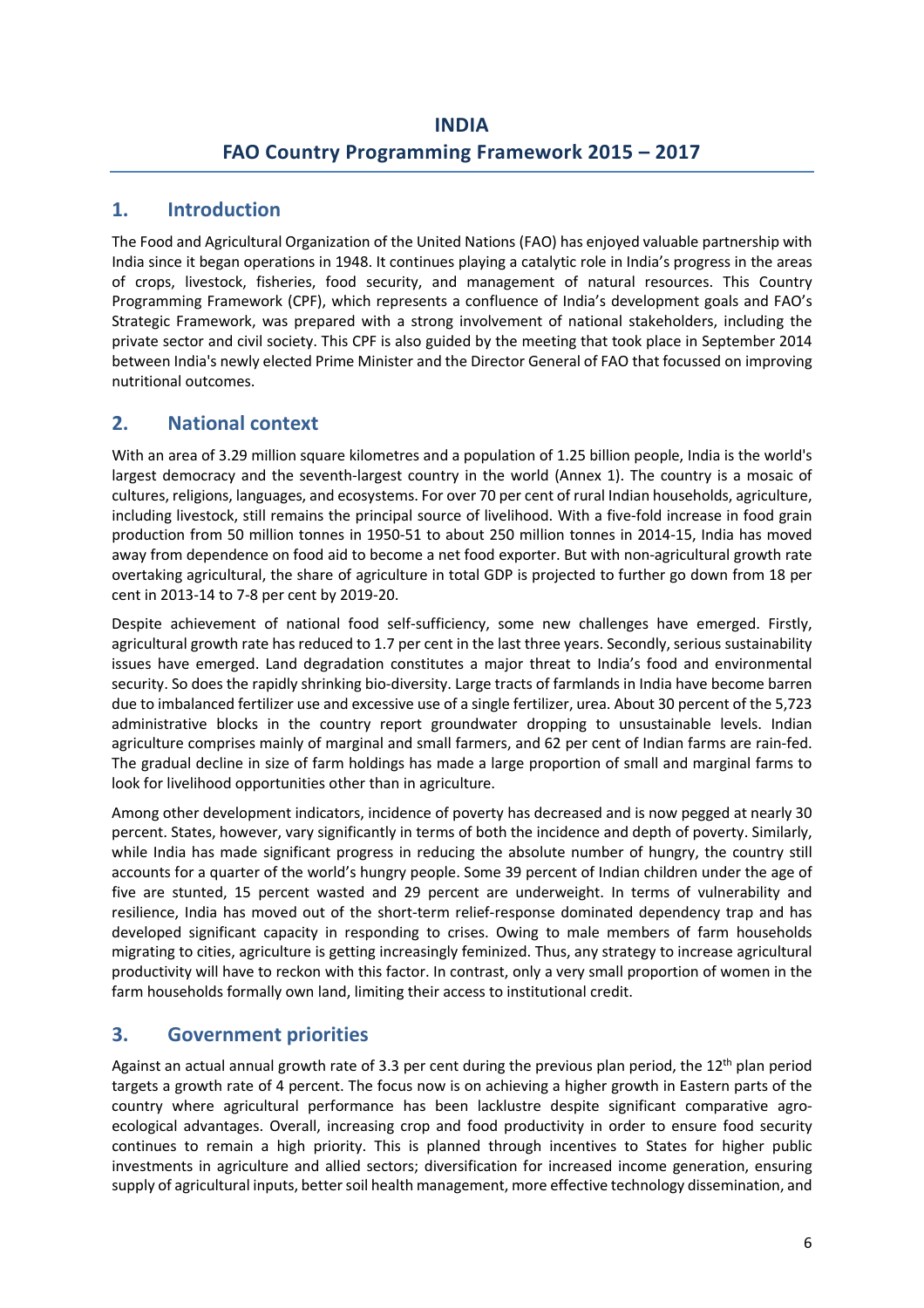# INDIA
# FAO Country Programming Framework 2015 – 2017

## 1. Introduction

The Food and Agricultural Organization of the United Nations (FAO) has enjoyed valuable partnership with India since it began operations in 1948. It continues playing a catalytic role in India's progress in the areas of crops, livestock, fisheries, food security, and management of natural resources. This Country Programming Framework (CPF), which represents a confluence of India's development goals and FAO's Strategic Framework, was prepared with a strong involvement of national stakeholders, including the private sector and civil society. This CPF is also guided by the meeting that took place in September 2014 between India's newly elected Prime Minister and the Director General of FAO that focussed on improving nutritional outcomes.

## 2. National context

With an area of 3.29 million square kilometres and a population of 1.25 billion people, India is the world's largest democracy and the seventh-largest country in the world (Annex 1). The country is a mosaic of cultures, religions, languages, and ecosystems. For over 70 per cent of rural Indian households, agriculture, including livestock, still remains the principal source of livelihood. With a five-fold increase in food grain production from 50 million tonnes in 1950-51 to about 250 million tonnes in 2014-15, India has moved away from dependence on food aid to become a net food exporter. But with non-agricultural growth rate overtaking agricultural, the share of agriculture in total GDP is projected to further go down from 18 per cent in 2013-14 to 7-8 per cent by 2019-20.

Despite achievement of national food self-sufficiency, some new challenges have emerged. Firstly, agricultural growth rate has reduced to 1.7 per cent in the last three years. Secondly, serious sustainability issues have emerged. Land degradation constitutes a major threat to India's food and environmental security. So does the rapidly shrinking bio-diversity. Large tracts of farmlands in India have become barren due to imbalanced fertilizer use and excessive use of a single fertilizer, urea. About 30 percent of the 5,723 administrative blocks in the country report groundwater dropping to unsustainable levels. Indian agriculture comprises mainly of marginal and small farmers, and 62 per cent of Indian farms are rain-fed. The gradual decline in size of farm holdings has made a large proportion of small and marginal farms to look for livelihood opportunities other than in agriculture.

Among other development indicators, incidence of poverty has decreased and is now pegged at nearly 30 percent. States, however, vary significantly in terms of both the incidence and depth of poverty. Similarly, while India has made significant progress in reducing the absolute number of hungry, the country still accounts for a quarter of the world's hungry people. Some 39 percent of Indian children under the age of five are stunted, 15 percent wasted and 29 percent are underweight. In terms of vulnerability and resilience, India has moved out of the short-term relief-response dominated dependency trap and has developed significant capacity in responding to crises. Owing to male members of farm households migrating to cities, agriculture is getting increasingly feminized. Thus, any strategy to increase agricultural productivity will have to reckon with this factor. In contrast, only a very small proportion of women in the farm households formally own land, limiting their access to institutional credit.

## 3. Government priorities

Against an actual annual growth rate of 3.3 per cent during the previous plan period, the 12th plan period targets a growth rate of 4 percent. The focus now is on achieving a higher growth in Eastern parts of the country where agricultural performance has been lacklustre despite significant comparative agro-ecological advantages. Overall, increasing crop and food productivity in order to ensure food security continues to remain a high priority. This is planned through incentives to States for higher public investments in agriculture and allied sectors; diversification for increased income generation, ensuring supply of agricultural inputs, better soil health management, more effective technology dissemination, and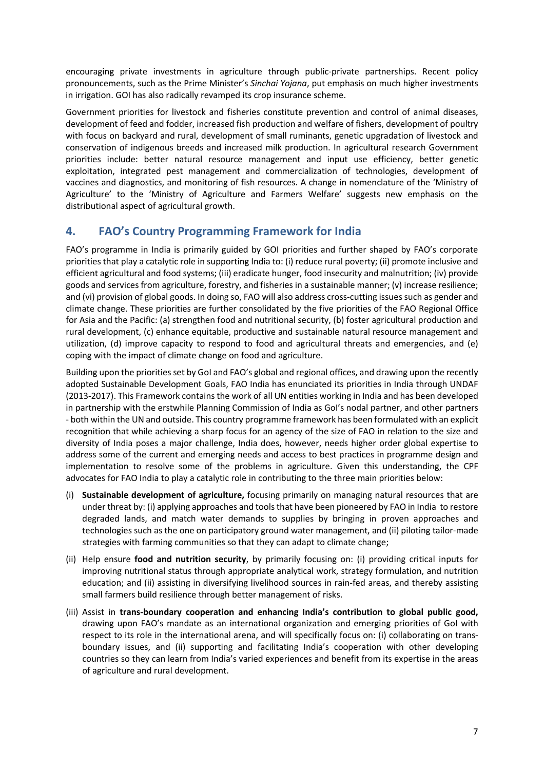encouraging private investments in agriculture through public-private partnerships. Recent policy pronouncements, such as the Prime Minister's *Sinchai Yojana*, put emphasis on much higher investments in irrigation. GOI has also radically revamped its crop insurance scheme.

Government priorities for livestock and fisheries constitute prevention and control of animal diseases, development of feed and fodder, increased fish production and welfare of fishers, development of poultry with focus on backyard and rural, development of small ruminants, genetic upgradation of livestock and conservation of indigenous breeds and increased milk production. In agricultural research Government priorities include: better natural resource management and input use efficiency, better genetic exploitation, integrated pest management and commercialization of technologies, development of vaccines and diagnostics, and monitoring of fish resources. A change in nomenclature of the 'Ministry of Agriculture' to the 'Ministry of Agriculture and Farmers Welfare' suggests new emphasis on the distributional aspect of agricultural growth.

## 4. FAO's Country Programming Framework for India

FAO's programme in India is primarily guided by GOI priorities and further shaped by FAO's corporate priorities that play a catalytic role in supporting India to: (i) reduce rural poverty; (ii) promote inclusive and efficient agricultural and food systems; (iii) eradicate hunger, food insecurity and malnutrition; (iv) provide goods and services from agriculture, forestry, and fisheries in a sustainable manner; (v) increase resilience; and (vi) provision of global goods. In doing so, FAO will also address cross-cutting issues such as gender and climate change. These priorities are further consolidated by the five priorities of the FAO Regional Office for Asia and the Pacific: (a) strengthen food and nutritional security, (b) foster agricultural production and rural development, (c) enhance equitable, productive and sustainable natural resource management and utilization, (d) improve capacity to respond to food and agricultural threats and emergencies, and (e) coping with the impact of climate change on food and agriculture.

Building upon the priorities set by GoI and FAO's global and regional offices, and drawing upon the recently adopted Sustainable Development Goals, FAO India has enunciated its priorities in India through UNDAF (2013-2017). This Framework contains the work of all UN entities working in India and has been developed in partnership with the erstwhile Planning Commission of India as GoI's nodal partner, and other partners - both within the UN and outside. This country programme framework has been formulated with an explicit recognition that while achieving a sharp focus for an agency of the size of FAO in relation to the size and diversity of India poses a major challenge, India does, however, needs higher order global expertise to address some of the current and emerging needs and access to best practices in programme design and implementation to resolve some of the problems in agriculture. Given this understanding, the CPF advocates for FAO India to play a catalytic role in contributing to the three main priorities below:

(i) **Sustainable development of agriculture,** focusing primarily on managing natural resources that are under threat by: (i) applying approaches and tools that have been pioneered by FAO in India to restore degraded lands, and match water demands to supplies by bringing in proven approaches and technologies such as the one on participatory ground water management, and (ii) piloting tailor-made strategies with farming communities so that they can adapt to climate change;

(ii) Help ensure **food and nutrition security**, by primarily focusing on: (i) providing critical inputs for improving nutritional status through appropriate analytical work, strategy formulation, and nutrition education; and (ii) assisting in diversifying livelihood sources in rain-fed areas, and thereby assisting small farmers build resilience through better management of risks.

(iii) Assist in **trans-boundary cooperation and enhancing India's contribution to global public good,** drawing upon FAO's mandate as an international organization and emerging priorities of GoI with respect to its role in the international arena, and will specifically focus on: (i) collaborating on trans-boundary issues, and (ii) supporting and facilitating India's cooperation with other developing countries so they can learn from India's varied experiences and benefit from its expertise in the areas of agriculture and rural development.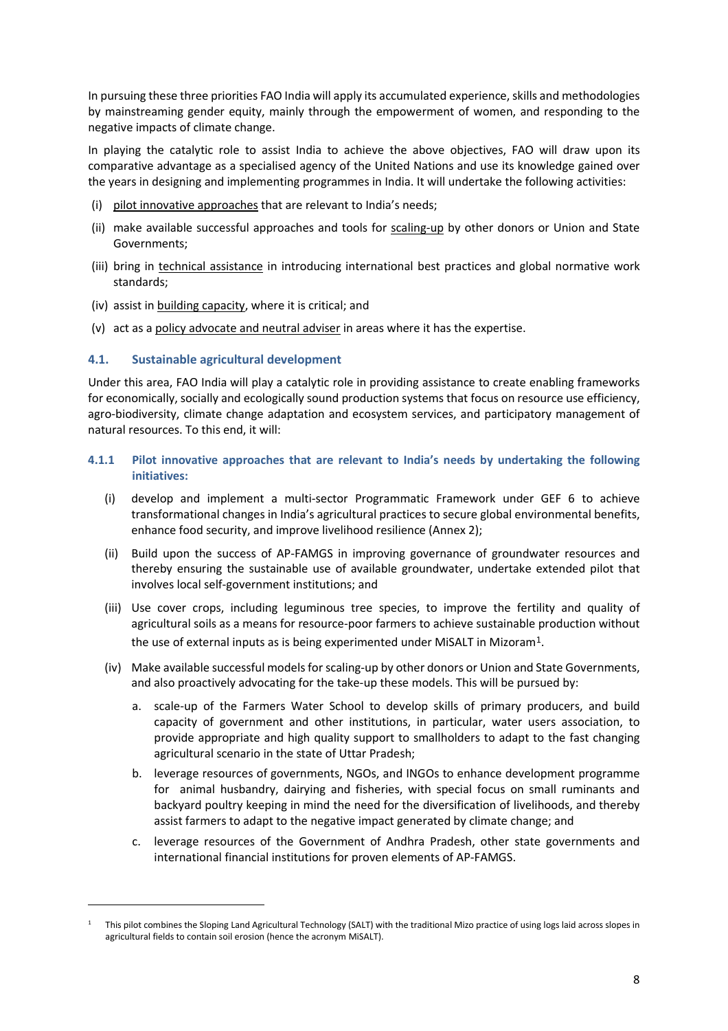In pursuing these three priorities FAO India will apply its accumulated experience, skills and methodologies by mainstreaming gender equity, mainly through the empowerment of women, and responding to the negative impacts of climate change.

In playing the catalytic role to assist India to achieve the above objectives, FAO will draw upon its comparative advantage as a specialised agency of the United Nations and use its knowledge gained over the years in designing and implementing programmes in India. It will undertake the following activities:

(i) pilot innovative approaches that are relevant to India's needs;

(ii) make available successful approaches and tools for scaling-up by other donors or Union and State Governments;

(iii) bring in technical assistance in introducing international best practices and global normative work standards;

(iv) assist in building capacity, where it is critical; and

(v) act as a policy advocate and neutral adviser in areas where it has the expertise.

### 4.1. Sustainable agricultural development

Under this area, FAO India will play a catalytic role in providing assistance to create enabling frameworks for economically, socially and ecologically sound production systems that focus on resource use efficiency, agro-biodiversity, climate change adaptation and ecosystem services, and participatory management of natural resources. To this end, it will:

#### 4.1.1 Pilot innovative approaches that are relevant to India's needs by undertaking the following initiatives:

(i) develop and implement a multi-sector Programmatic Framework under GEF 6 to achieve transformational changes in India's agricultural practices to secure global environmental benefits, enhance food security, and improve livelihood resilience (Annex 2);

(ii) Build upon the success of AP-FAMGS in improving governance of groundwater resources and thereby ensuring the sustainable use of available groundwater, undertake extended pilot that involves local self-government institutions; and

(iii) Use cover crops, including leguminous tree species, to improve the fertility and quality of agricultural soils as a means for resource-poor farmers to achieve sustainable production without the use of external inputs as is being experimented under MiSALT in Mizoram[1].

(iv) Make available successful models for scaling-up by other donors or Union and State Governments, and also proactively advocating for the take-up these models. This will be pursued by:

   a. scale-up of the Farmers Water School to develop skills of primary producers, and build capacity of government and other institutions, in particular, water users association, to provide appropriate and high quality support to smallholders to adapt to the fast changing agricultural scenario in the state of Uttar Pradesh;

   b. leverage resources of governments, NGOs, and INGOs to enhance development programme for animal husbandry, dairying and fisheries, with special focus on small ruminants and backyard poultry keeping in mind the need for the diversification of livelihoods, and thereby assist farmers to adapt to the negative impact generated by climate change; and

   c. leverage resources of the Government of Andhra Pradesh, other state governments and international financial institutions for proven elements of AP-FAMGS.

[1] This pilot combines the Sloping Land Agricultural Technology (SALT) with the traditional Mizo practice of using logs laid across slopes in agricultural fields to contain soil erosion (hence the acronym MiSALT).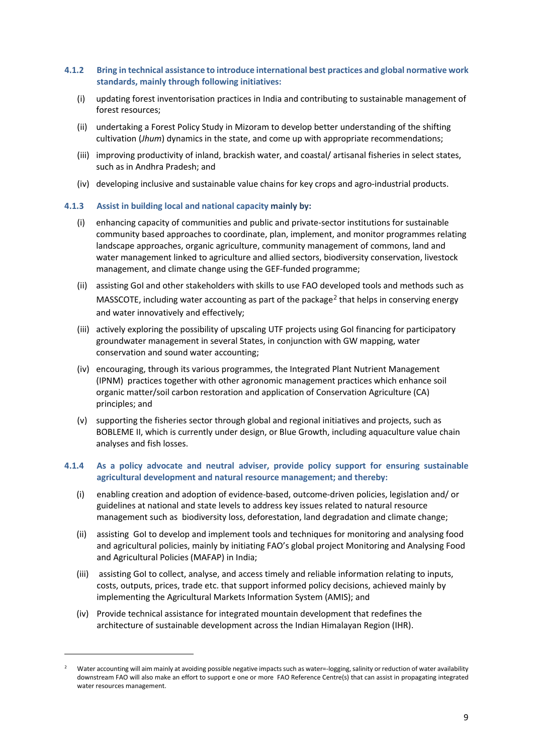### 4.1.2 Bring in technical assistance to introduce international best practices and global normative work standards, mainly through following initiatives:

(i) updating forest inventorisation practices in India and contributing to sustainable management of forest resources;

(ii) undertaking a Forest Policy Study in Mizoram to develop better understanding of the shifting cultivation (*Jhum*) dynamics in the state, and come up with appropriate recommendations;

(iii) improving productivity of inland, brackish water, and coastal/ artisanal fisheries in select states, such as in Andhra Pradesh; and

(iv) developing inclusive and sustainable value chains for key crops and agro-industrial products.

### 4.1.3 Assist in building local and national capacity mainly by:

(i) enhancing capacity of communities and public and private-sector institutions for sustainable community based approaches to coordinate, plan, implement, and monitor programmes relating landscape approaches, organic agriculture, community management of commons, land and water management linked to agriculture and allied sectors, biodiversity conservation, livestock management, and climate change using the GEF-funded programme;

(ii) assisting GoI and other stakeholders with skills to use FAO developed tools and methods such as MASSCOTE, including water accounting as part of the package[2] that helps in conserving energy and water innovatively and effectively;

(iii) actively exploring the possibility of upscaling UTF projects using GoI financing for participatory groundwater management in several States, in conjunction with GW mapping, water conservation and sound water accounting;

(iv) encouraging, through its various programmes, the Integrated Plant Nutrient Management (IPNM) practices together with other agronomic management practices which enhance soil organic matter/soil carbon restoration and application of Conservation Agriculture (CA) principles; and

(v) supporting the fisheries sector through global and regional initiatives and projects, such as BOBLEME II, which is currently under design, or Blue Growth, including aquaculture value chain analyses and fish losses.

### 4.1.4 As a policy advocate and neutral adviser, provide policy support for ensuring sustainable agricultural development and natural resource management; and thereby:

(i) enabling creation and adoption of evidence-based, outcome-driven policies, legislation and/ or guidelines at national and state levels to address key issues related to natural resource management such as biodiversity loss, deforestation, land degradation and climate change;

(ii) assisting GoI to develop and implement tools and techniques for monitoring and analysing food and agricultural policies, mainly by initiating FAO's global project Monitoring and Analysing Food and Agricultural Policies (MAFAP) in India;

(iii) assisting GoI to collect, analyse, and access timely and reliable information relating to inputs, costs, outputs, prices, trade etc. that support informed policy decisions, achieved mainly by implementing the Agricultural Markets Information System (AMIS); and

(iv) Provide technical assistance for integrated mountain development that redefines the architecture of sustainable development across the Indian Himalayan Region (IHR).

---

[2] Water accounting will aim mainly at avoiding possible negative impacts such as water=-logging, salinity or reduction of water availability downstream FAO will also make an effort to support e one or more FAO Reference Centre(s) that can assist in propagating integrated water resources management.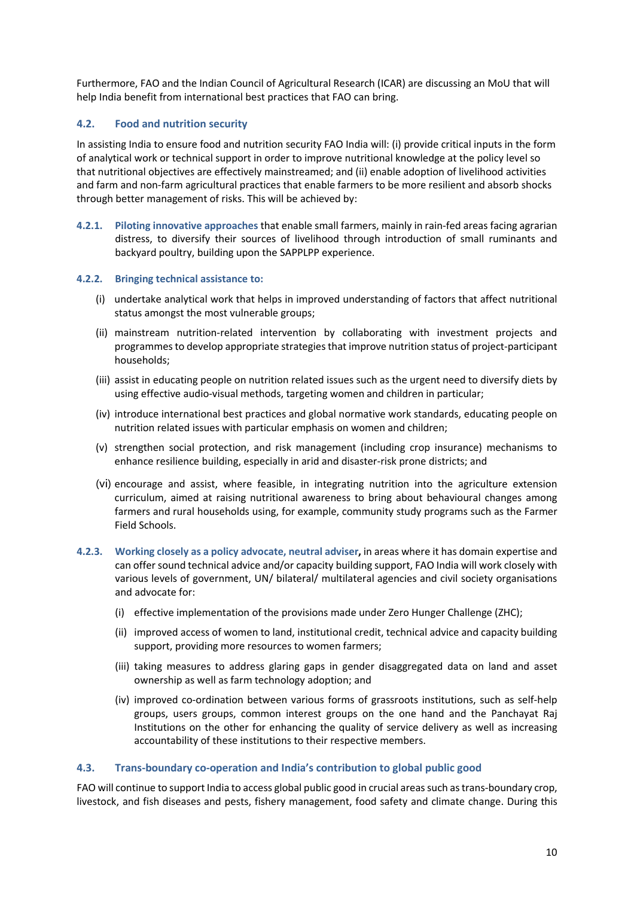Furthermore, FAO and the Indian Council of Agricultural Research (ICAR) are discussing an MoU that will help India benefit from international best practices that FAO can bring.

### 4.2. Food and nutrition security

In assisting India to ensure food and nutrition security FAO India will: (i) provide critical inputs in the form of analytical work or technical support in order to improve nutritional knowledge at the policy level so that nutritional objectives are effectively mainstreamed; and (ii) enable adoption of livelihood activities and farm and non-farm agricultural practices that enable farmers to be more resilient and absorb shocks through better management of risks. This will be achieved by:

**4.2.1. Piloting innovative approaches** that enable small farmers, mainly in rain-fed areas facing agrarian distress, to diversify their sources of livelihood through introduction of small ruminants and backyard poultry, building upon the SAPPLPP experience.

**4.2.2. Bringing technical assistance to:**

(i) undertake analytical work that helps in improved understanding of factors that affect nutritional status amongst the most vulnerable groups;

(ii) mainstream nutrition-related intervention by collaborating with investment projects and programmes to develop appropriate strategies that improve nutrition status of project-participant households;

(iii) assist in educating people on nutrition related issues such as the urgent need to diversify diets by using effective audio-visual methods, targeting women and children in particular;

(iv) introduce international best practices and global normative work standards, educating people on nutrition related issues with particular emphasis on women and children;

(v) strengthen social protection, and risk management (including crop insurance) mechanisms to enhance resilience building, especially in arid and disaster-risk prone districts; and

(vi) encourage and assist, where feasible, in integrating nutrition into the agriculture extension curriculum, aimed at raising nutritional awareness to bring about behavioural changes among farmers and rural households using, for example, community study programs such as the Farmer Field Schools.

**4.2.3. Working closely as a policy advocate, neutral adviser,** in areas where it has domain expertise and can offer sound technical advice and/or capacity building support, FAO India will work closely with various levels of government, UN/ bilateral/ multilateral agencies and civil society organisations and advocate for:

(i) effective implementation of the provisions made under Zero Hunger Challenge (ZHC);

(ii) improved access of women to land, institutional credit, technical advice and capacity building support, providing more resources to women farmers;

(iii) taking measures to address glaring gaps in gender disaggregated data on land and asset ownership as well as farm technology adoption; and

(iv) improved co-ordination between various forms of grassroots institutions, such as self-help groups, users groups, common interest groups on the one hand and the Panchayat Raj Institutions on the other for enhancing the quality of service delivery as well as increasing accountability of these institutions to their respective members.

### 4.3. Trans-boundary co-operation and India's contribution to global public good

FAO will continue to support India to access global public good in crucial areas such as trans-boundary crop, livestock, and fish diseases and pests, fishery management, food safety and climate change. During this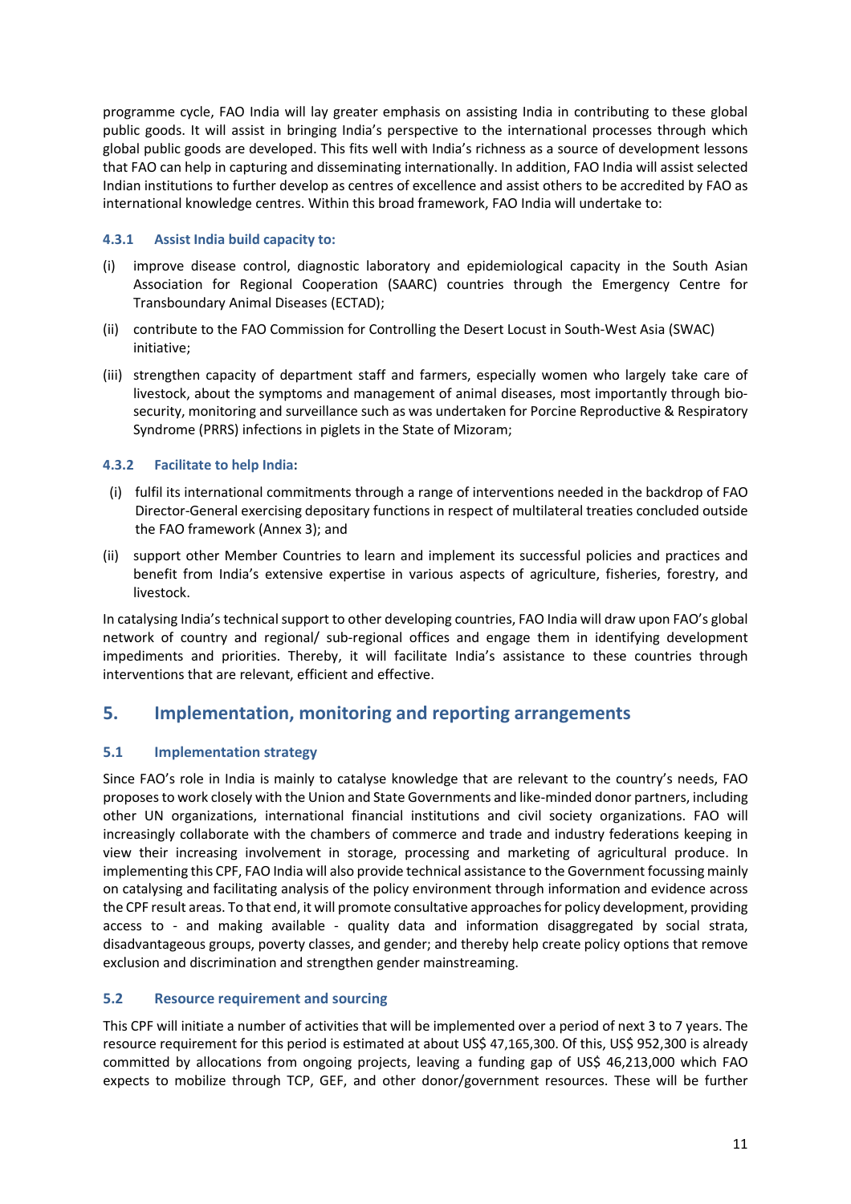programme cycle, FAO India will lay greater emphasis on assisting India in contributing to these global public goods. It will assist in bringing India's perspective to the international processes through which global public goods are developed. This fits well with India's richness as a source of development lessons that FAO can help in capturing and disseminating internationally. In addition, FAO India will assist selected Indian institutions to further develop as centres of excellence and assist others to be accredited by FAO as international knowledge centres. Within this broad framework, FAO India will undertake to:

#### 4.3.1 Assist India build capacity to:

(i) improve disease control, diagnostic laboratory and epidemiological capacity in the South Asian Association for Regional Cooperation (SAARC) countries through the Emergency Centre for Transboundary Animal Diseases (ECTAD);

(ii) contribute to the FAO Commission for Controlling the Desert Locust in South-West Asia (SWAC) initiative;

(iii) strengthen capacity of department staff and farmers, especially women who largely take care of livestock, about the symptoms and management of animal diseases, most importantly through bio-security, monitoring and surveillance such as was undertaken for Porcine Reproductive & Respiratory Syndrome (PRRS) infections in piglets in the State of Mizoram;

#### 4.3.2 Facilitate to help India:

(i) fulfil its international commitments through a range of interventions needed in the backdrop of FAO Director-General exercising depositary functions in respect of multilateral treaties concluded outside the FAO framework (Annex 3); and

(ii) support other Member Countries to learn and implement its successful policies and practices and benefit from India's extensive expertise in various aspects of agriculture, fisheries, forestry, and livestock.

In catalysing India's technical support to other developing countries, FAO India will draw upon FAO's global network of country and regional/ sub-regional offices and engage them in identifying development impediments and priorities. Thereby, it will facilitate India's assistance to these countries through interventions that are relevant, efficient and effective.

## 5. Implementation, monitoring and reporting arrangements

### 5.1 Implementation strategy

Since FAO's role in India is mainly to catalyse knowledge that are relevant to the country's needs, FAO proposes to work closely with the Union and State Governments and like-minded donor partners, including other UN organizations, international financial institutions and civil society organizations. FAO will increasingly collaborate with the chambers of commerce and trade and industry federations keeping in view their increasing involvement in storage, processing and marketing of agricultural produce. In implementing this CPF, FAO India will also provide technical assistance to the Government focussing mainly on catalysing and facilitating analysis of the policy environment through information and evidence across the CPF result areas. To that end, it will promote consultative approaches for policy development, providing access to - and making available - quality data and information disaggregated by social strata, disadvantageous groups, poverty classes, and gender; and thereby help create policy options that remove exclusion and discrimination and strengthen gender mainstreaming.

### 5.2 Resource requirement and sourcing

This CPF will initiate a number of activities that will be implemented over a period of next 3 to 7 years. The resource requirement for this period is estimated at about US$ 47,165,300. Of this, US$ 952,300 is already committed by allocations from ongoing projects, leaving a funding gap of US$ 46,213,000 which FAO expects to mobilize through TCP, GEF, and other donor/government resources. These will be further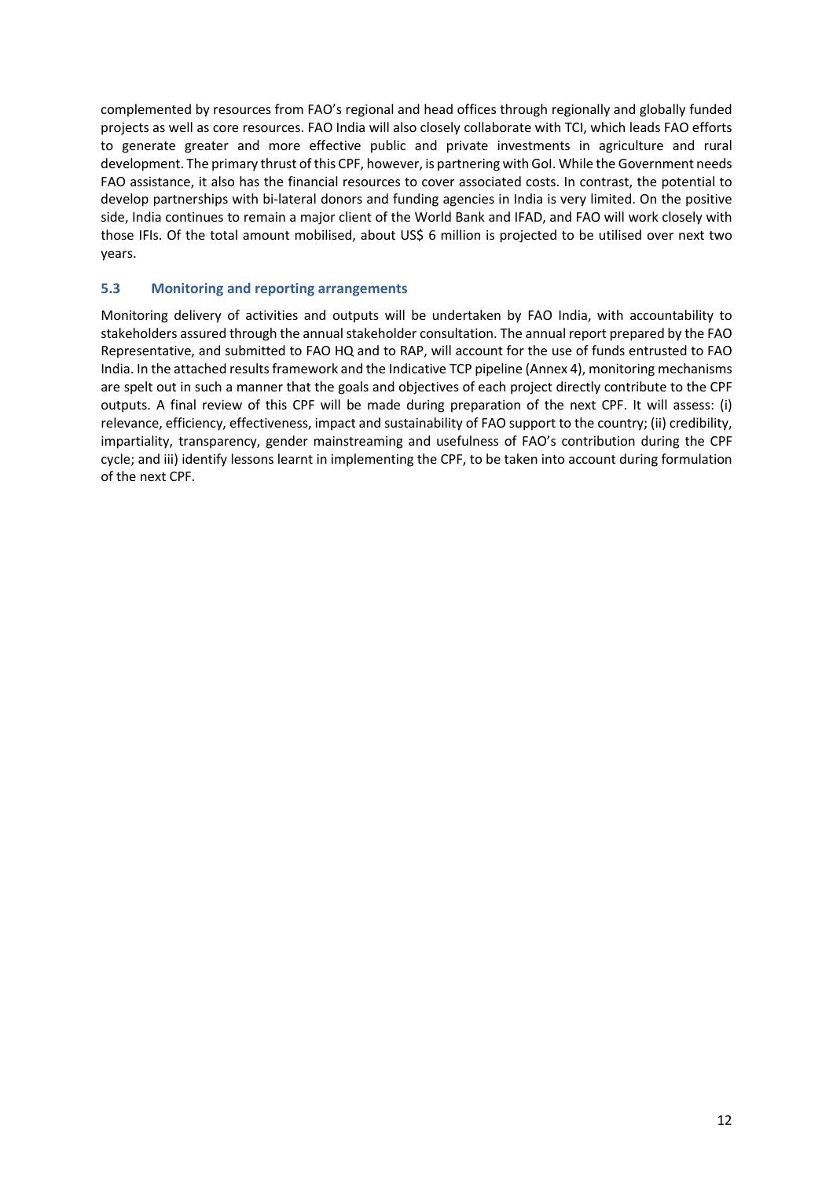complemented by resources from FAO's regional and head offices through regionally and globally funded projects as well as core resources. FAO India will also closely collaborate with TCI, which leads FAO efforts to generate greater and more effective public and private investments in agriculture and rural development. The primary thrust of this CPF, however, is partnering with GoI. While the Government needs FAO assistance, it also has the financial resources to cover associated costs. In contrast, the potential to develop partnerships with bi-lateral donors and funding agencies in India is very limited. On the positive side, India continues to remain a major client of the World Bank and IFAD, and FAO will work closely with those IFIs. Of the total amount mobilised, about US$ 6 million is projected to be utilised over next two years.

### 5.3 Monitoring and reporting arrangements

Monitoring delivery of activities and outputs will be undertaken by FAO India, with accountability to stakeholders assured through the annual stakeholder consultation. The annual report prepared by the FAO Representative, and submitted to FAO HQ and to RAP, will account for the use of funds entrusted to FAO India. In the attached results framework and the Indicative TCP pipeline (Annex 4), monitoring mechanisms are spelt out in such a manner that the goals and objectives of each project directly contribute to the CPF outputs. A final review of this CPF will be made during preparation of the next CPF. It will assess: (i) relevance, efficiency, effectiveness, impact and sustainability of FAO support to the country; (ii) credibility, impartiality, transparency, gender mainstreaming and usefulness of FAO's contribution during the CPF cycle; and iii) identify lessons learnt in implementing the CPF, to be taken into account during formulation of the next CPF.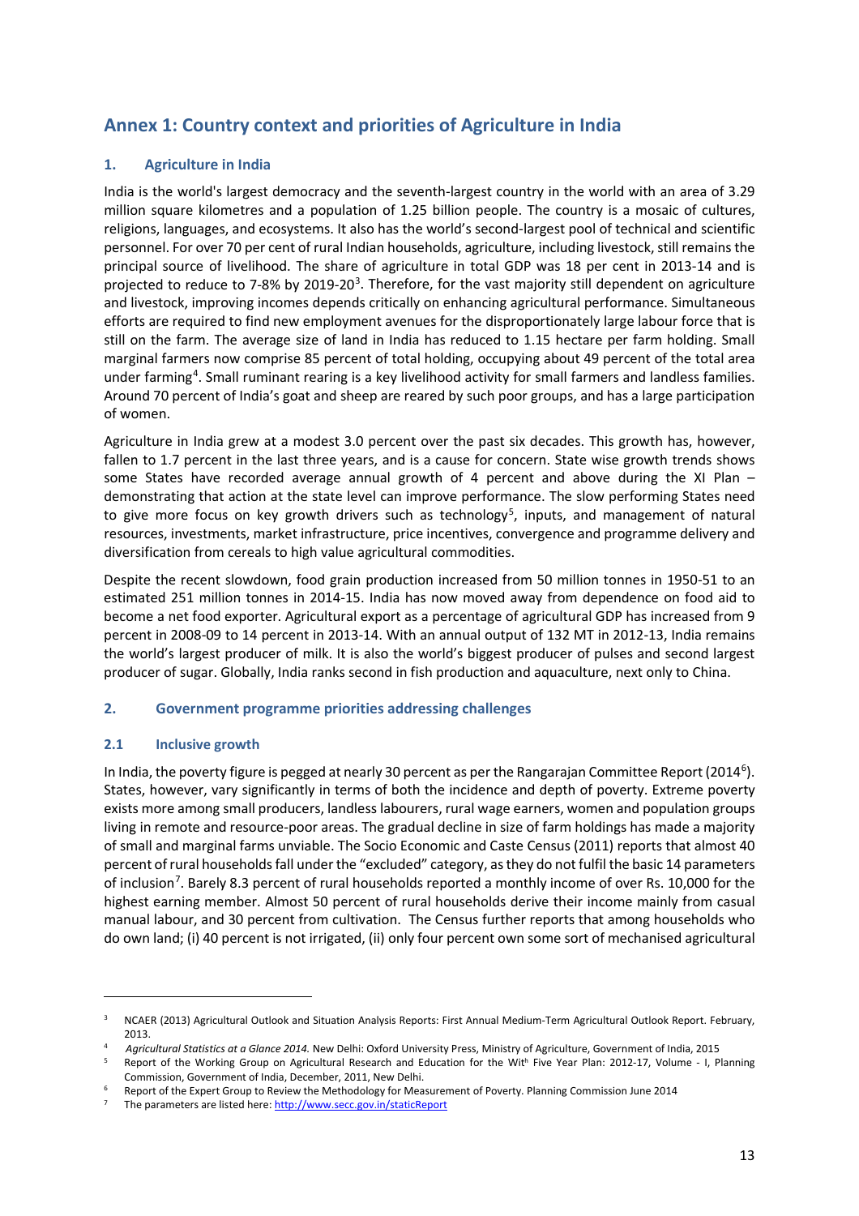# Annex 1: Country context and priorities of Agriculture in India

## 1. Agriculture in India

India is the world's largest democracy and the seventh-largest country in the world with an area of 3.29 million square kilometres and a population of 1.25 billion people. The country is a mosaic of cultures, religions, languages, and ecosystems. It also has the world's second-largest pool of technical and scientific personnel. For over 70 per cent of rural Indian households, agriculture, including livestock, still remains the principal source of livelihood. The share of agriculture in total GDP was 18 per cent in 2013-14 and is projected to reduce to 7-8% by 2019-20[3]. Therefore, for the vast majority still dependent on agriculture and livestock, improving incomes depends critically on enhancing agricultural performance. Simultaneous efforts are required to find new employment avenues for the disproportionately large labour force that is still on the farm. The average size of land in India has reduced to 1.15 hectare per farm holding. Small marginal farmers now comprise 85 percent of total holding, occupying about 49 percent of the total area under farming[4]. Small ruminant rearing is a key livelihood activity for small farmers and landless families. Around 70 percent of India's goat and sheep are reared by such poor groups, and has a large participation of women.

Agriculture in India grew at a modest 3.0 percent over the past six decades. This growth has, however, fallen to 1.7 percent in the last three years, and is a cause for concern. State wise growth trends shows some States have recorded average annual growth of 4 percent and above during the XI Plan – demonstrating that action at the state level can improve performance. The slow performing States need to give more focus on key growth drivers such as technology[5], inputs, and management of natural resources, investments, market infrastructure, price incentives, convergence and programme delivery and diversification from cereals to high value agricultural commodities.

Despite the recent slowdown, food grain production increased from 50 million tonnes in 1950-51 to an estimated 251 million tonnes in 2014-15. India has now moved away from dependence on food aid to become a net food exporter. Agricultural export as a percentage of agricultural GDP has increased from 9 percent in 2008-09 to 14 percent in 2013-14. With an annual output of 132 MT in 2012-13, India remains the world's largest producer of milk. It is also the world's biggest producer of pulses and second largest producer of sugar. Globally, India ranks second in fish production and aquaculture, next only to China.

## 2. Government programme priorities addressing challenges

### 2.1 Inclusive growth

In India, the poverty figure is pegged at nearly 30 percent as per the Rangarajan Committee Report (2014[6]). States, however, vary significantly in terms of both the incidence and depth of poverty. Extreme poverty exists more among small producers, landless labourers, rural wage earners, women and population groups living in remote and resource-poor areas. The gradual decline in size of farm holdings has made a majority of small and marginal farms unviable. The Socio Economic and Caste Census (2011) reports that almost 40 percent of rural households fall under the "excluded" category, as they do not fulfil the basic 14 parameters of inclusion[7]. Barely 8.3 percent of rural households reported a monthly income of over Rs. 10,000 for the highest earning member. Almost 50 percent of rural households derive their income mainly from casual manual labour, and 30 percent from cultivation. The Census further reports that among households who do own land; (i) 40 percent is not irrigated, (ii) only four percent own some sort of mechanised agricultural

---

[3] NCAER (2013) Agricultural Outlook and Situation Analysis Reports: First Annual Medium-Term Agricultural Outlook Report. February, 2013.

[4] *Agricultural Statistics at a Glance 2014.* New Delhi: Oxford University Press, Ministry of Agriculture, Government of India, 2015

[5] Report of the Working Group on Agricultural Research and Education for the Witʰ Five Year Plan: 2012-17, Volume - I, Planning Commission, Government of India, December, 2011, New Delhi.

[6] Report of the Expert Group to Review the Methodology for Measurement of Poverty. Planning Commission June 2014

[7] The parameters are listed here: http://www.secc.gov.in/staticReport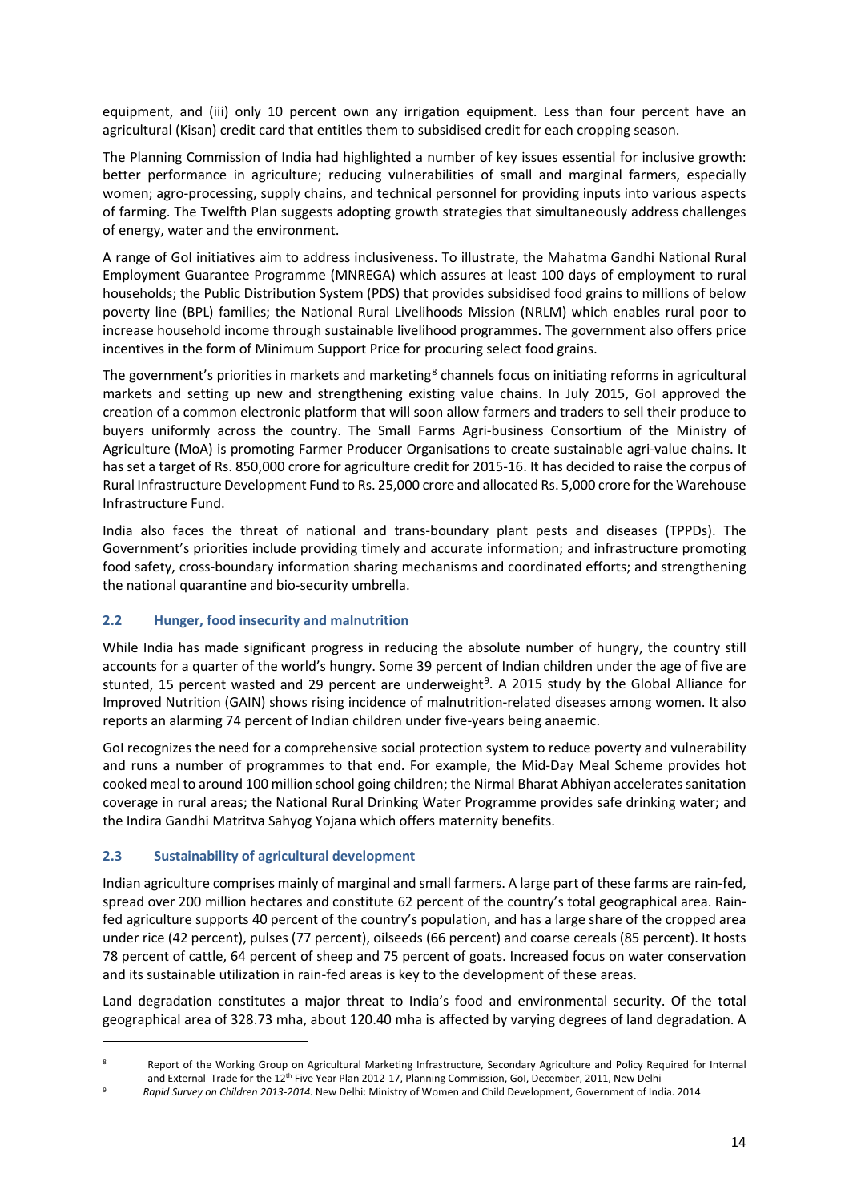equipment, and (iii) only 10 percent own any irrigation equipment. Less than four percent have an agricultural (Kisan) credit card that entitles them to subsidised credit for each cropping season.

The Planning Commission of India had highlighted a number of key issues essential for inclusive growth: better performance in agriculture; reducing vulnerabilities of small and marginal farmers, especially women; agro-processing, supply chains, and technical personnel for providing inputs into various aspects of farming. The Twelfth Plan suggests adopting growth strategies that simultaneously address challenges of energy, water and the environment.

A range of GoI initiatives aim to address inclusiveness. To illustrate, the Mahatma Gandhi National Rural Employment Guarantee Programme (MNREGA) which assures at least 100 days of employment to rural households; the Public Distribution System (PDS) that provides subsidised food grains to millions of below poverty line (BPL) families; the National Rural Livelihoods Mission (NRLM) which enables rural poor to increase household income through sustainable livelihood programmes. The government also offers price incentives in the form of Minimum Support Price for procuring select food grains.

The government's priorities in markets and marketing[8] channels focus on initiating reforms in agricultural markets and setting up new and strengthening existing value chains. In July 2015, GoI approved the creation of a common electronic platform that will soon allow farmers and traders to sell their produce to buyers uniformly across the country. The Small Farms Agri-business Consortium of the Ministry of Agriculture (MoA) is promoting Farmer Producer Organisations to create sustainable agri-value chains. It has set a target of Rs. 850,000 crore for agriculture credit for 2015-16. It has decided to raise the corpus of Rural Infrastructure Development Fund to Rs. 25,000 crore and allocated Rs. 5,000 crore for the Warehouse Infrastructure Fund.

India also faces the threat of national and trans-boundary plant pests and diseases (TPPDs). The Government's priorities include providing timely and accurate information; and infrastructure promoting food safety, cross-boundary information sharing mechanisms and coordinated efforts; and strengthening the national quarantine and bio-security umbrella.

### 2.2 Hunger, food insecurity and malnutrition

While India has made significant progress in reducing the absolute number of hungry, the country still accounts for a quarter of the world's hungry. Some 39 percent of Indian children under the age of five are stunted, 15 percent wasted and 29 percent are underweight[9]. A 2015 study by the Global Alliance for Improved Nutrition (GAIN) shows rising incidence of malnutrition-related diseases among women. It also reports an alarming 74 percent of Indian children under five-years being anaemic.

GoI recognizes the need for a comprehensive social protection system to reduce poverty and vulnerability and runs a number of programmes to that end. For example, the Mid-Day Meal Scheme provides hot cooked meal to around 100 million school going children; the Nirmal Bharat Abhiyan accelerates sanitation coverage in rural areas; the National Rural Drinking Water Programme provides safe drinking water; and the Indira Gandhi Matritva Sahyog Yojana which offers maternity benefits.

### 2.3 Sustainability of agricultural development

Indian agriculture comprises mainly of marginal and small farmers. A large part of these farms are rain-fed, spread over 200 million hectares and constitute 62 percent of the country's total geographical area. Rain-fed agriculture supports 40 percent of the country's population, and has a large share of the cropped area under rice (42 percent), pulses (77 percent), oilseeds (66 percent) and coarse cereals (85 percent). It hosts 78 percent of cattle, 64 percent of sheep and 75 percent of goats. Increased focus on water conservation and its sustainable utilization in rain-fed areas is key to the development of these areas.

Land degradation constitutes a major threat to India's food and environmental security. Of the total geographical area of 328.73 mha, about 120.40 mha is affected by varying degrees of land degradation. A

---

[8] Report of the Working Group on Agricultural Marketing Infrastructure, Secondary Agriculture and Policy Required for Internal and External Trade for the 12th Five Year Plan 2012-17, Planning Commission, GoI, December, 2011, New Delhi

[9] *Rapid Survey on Children 2013-2014.* New Delhi: Ministry of Women and Child Development, Government of India. 2014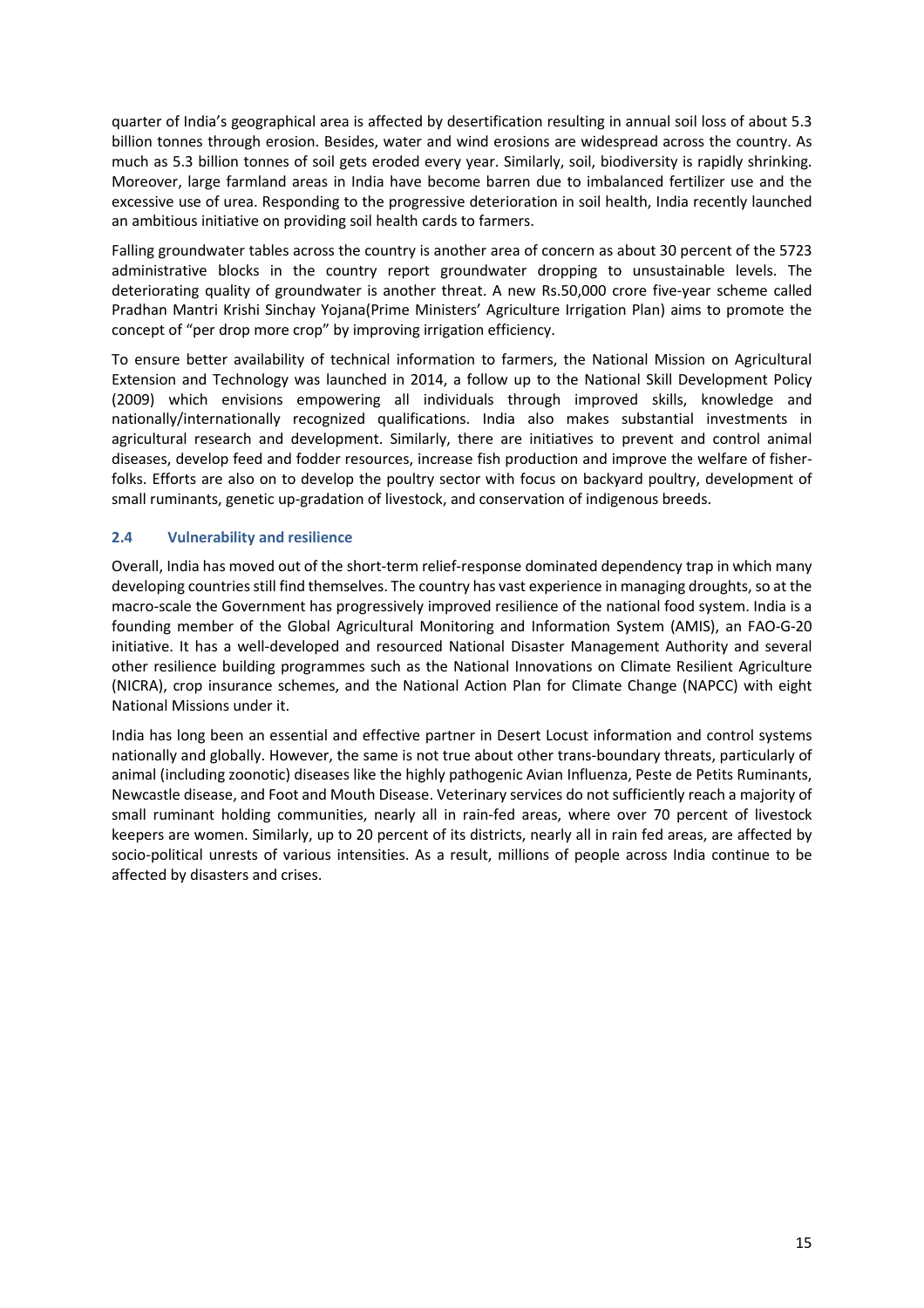quarter of India's geographical area is affected by desertification resulting in annual soil loss of about 5.3 billion tonnes through erosion. Besides, water and wind erosions are widespread across the country. As much as 5.3 billion tonnes of soil gets eroded every year. Similarly, soil, biodiversity is rapidly shrinking. Moreover, large farmland areas in India have become barren due to imbalanced fertilizer use and the excessive use of urea. Responding to the progressive deterioration in soil health, India recently launched an ambitious initiative on providing soil health cards to farmers.

Falling groundwater tables across the country is another area of concern as about 30 percent of the 5723 administrative blocks in the country report groundwater dropping to unsustainable levels. The deteriorating quality of groundwater is another threat. A new Rs.50,000 crore five-year scheme called Pradhan Mantri Krishi Sinchay Yojana(Prime Ministers' Agriculture Irrigation Plan) aims to promote the concept of "per drop more crop" by improving irrigation efficiency.

To ensure better availability of technical information to farmers, the National Mission on Agricultural Extension and Technology was launched in 2014, a follow up to the National Skill Development Policy (2009) which envisions empowering all individuals through improved skills, knowledge and nationally/internationally recognized qualifications. India also makes substantial investments in agricultural research and development. Similarly, there are initiatives to prevent and control animal diseases, develop feed and fodder resources, increase fish production and improve the welfare of fisher-folks. Efforts are also on to develop the poultry sector with focus on backyard poultry, development of small ruminants, genetic up-gradation of livestock, and conservation of indigenous breeds.

### 2.4 Vulnerability and resilience

Overall, India has moved out of the short-term relief-response dominated dependency trap in which many developing countries still find themselves. The country has vast experience in managing droughts, so at the macro-scale the Government has progressively improved resilience of the national food system. India is a founding member of the Global Agricultural Monitoring and Information System (AMIS), an FAO-G-20 initiative. It has a well-developed and resourced National Disaster Management Authority and several other resilience building programmes such as the National Innovations on Climate Resilient Agriculture (NICRA), crop insurance schemes, and the National Action Plan for Climate Change (NAPCC) with eight National Missions under it.

India has long been an essential and effective partner in Desert Locust information and control systems nationally and globally. However, the same is not true about other trans-boundary threats, particularly of animal (including zoonotic) diseases like the highly pathogenic Avian Influenza, Peste de Petits Ruminants, Newcastle disease, and Foot and Mouth Disease. Veterinary services do not sufficiently reach a majority of small ruminant holding communities, nearly all in rain-fed areas, where over 70 percent of livestock keepers are women. Similarly, up to 20 percent of its districts, nearly all in rain fed areas, are affected by socio-political unrests of various intensities. As a result, millions of people across India continue to be affected by disasters and crises.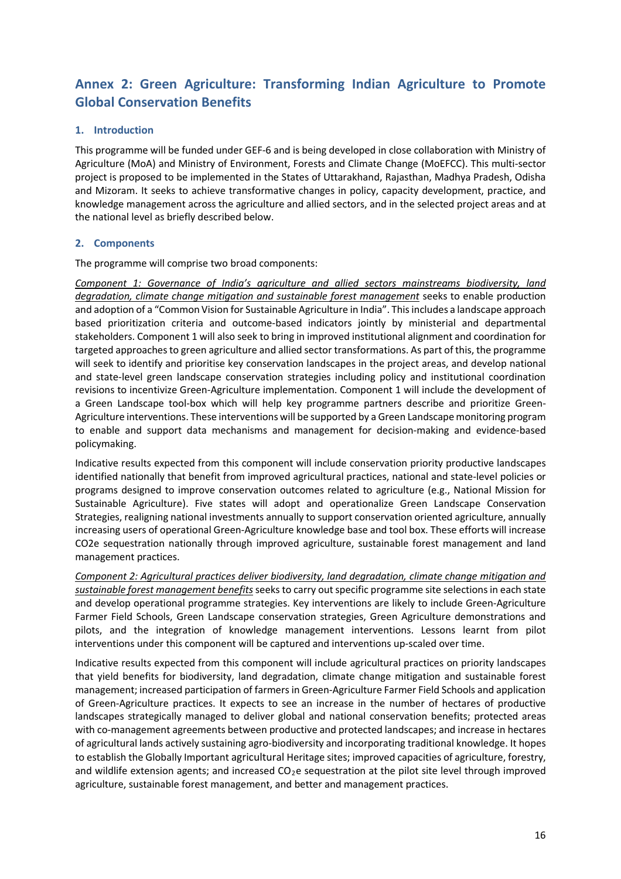# Annex 2: Green Agriculture: Transforming Indian Agriculture to Promote Global Conservation Benefits

## 1. Introduction

This programme will be funded under GEF-6 and is being developed in close collaboration with Ministry of Agriculture (MoA) and Ministry of Environment, Forests and Climate Change (MoEFCC). This multi-sector project is proposed to be implemented in the States of Uttarakhand, Rajasthan, Madhya Pradesh, Odisha and Mizoram. It seeks to achieve transformative changes in policy, capacity development, practice, and knowledge management across the agriculture and allied sectors, and in the selected project areas and at the national level as briefly described below.

## 2. Components

The programme will comprise two broad components:

*Component 1: Governance of India's agriculture and allied sectors mainstreams biodiversity, land degradation, climate change mitigation and sustainable forest management* seeks to enable production and adoption of a "Common Vision for Sustainable Agriculture in India". This includes a landscape approach based prioritization criteria and outcome-based indicators jointly by ministerial and departmental stakeholders. Component 1 will also seek to bring in improved institutional alignment and coordination for targeted approaches to green agriculture and allied sector transformations. As part of this, the programme will seek to identify and prioritise key conservation landscapes in the project areas, and develop national and state-level green landscape conservation strategies including policy and institutional coordination revisions to incentivize Green-Agriculture implementation. Component 1 will include the development of a Green Landscape tool-box which will help key programme partners describe and prioritize Green-Agriculture interventions. These interventions will be supported by a Green Landscape monitoring program to enable and support data mechanisms and management for decision-making and evidence-based policymaking.

Indicative results expected from this component will include conservation priority productive landscapes identified nationally that benefit from improved agricultural practices, national and state-level policies or programs designed to improve conservation outcomes related to agriculture (e.g., National Mission for Sustainable Agriculture). Five states will adopt and operationalize Green Landscape Conservation Strategies, realigning national investments annually to support conservation oriented agriculture, annually increasing users of operational Green-Agriculture knowledge base and tool box. These efforts will increase CO2e sequestration nationally through improved agriculture, sustainable forest management and land management practices.

*Component 2: Agricultural practices deliver biodiversity, land degradation, climate change mitigation and sustainable forest management benefits* seeks to carry out specific programme site selections in each state and develop operational programme strategies. Key interventions are likely to include Green-Agriculture Farmer Field Schools, Green Landscape conservation strategies, Green Agriculture demonstrations and pilots, and the integration of knowledge management interventions. Lessons learnt from pilot interventions under this component will be captured and interventions up-scaled over time.

Indicative results expected from this component will include agricultural practices on priority landscapes that yield benefits for biodiversity, land degradation, climate change mitigation and sustainable forest management; increased participation of farmers in Green-Agriculture Farmer Field Schools and application of Green-Agriculture practices. It expects to see an increase in the number of hectares of productive landscapes strategically managed to deliver global and national conservation benefits; protected areas with co-management agreements between productive and protected landscapes; and increase in hectares of agricultural lands actively sustaining agro-biodiversity and incorporating traditional knowledge. It hopes to establish the Globally Important agricultural Heritage sites; improved capacities of agriculture, forestry, and wildlife extension agents; and increased $CO_2$e sequestration at the pilot site level through improved agriculture, sustainable forest management, and better and management practices.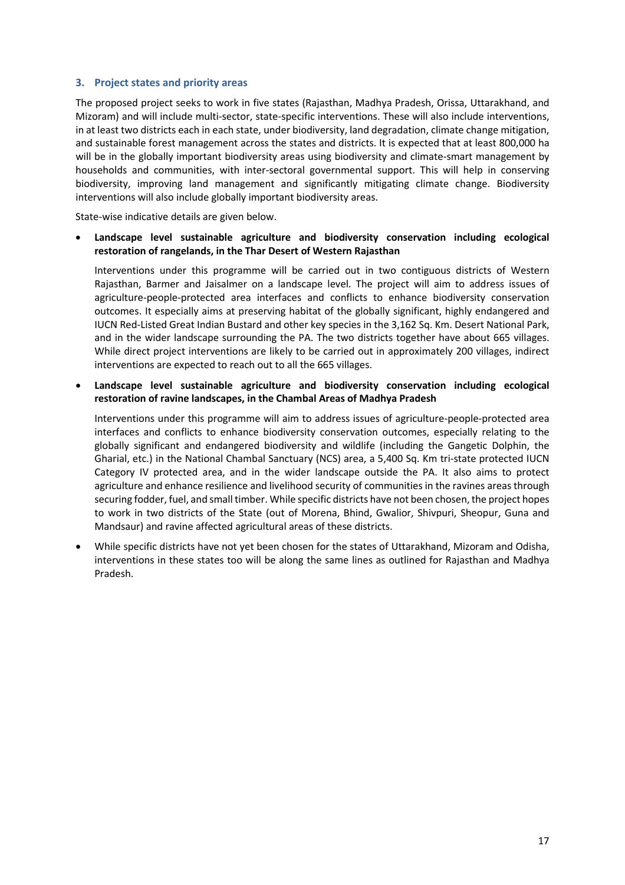### 3. Project states and priority areas

The proposed project seeks to work in five states (Rajasthan, Madhya Pradesh, Orissa, Uttarakhand, and Mizoram) and will include multi-sector, state-specific interventions. These will also include interventions, in at least two districts each in each state, under biodiversity, land degradation, climate change mitigation, and sustainable forest management across the states and districts. It is expected that at least 800,000 ha will be in the globally important biodiversity areas using biodiversity and climate-smart management by households and communities, with inter-sectoral governmental support. This will help in conserving biodiversity, improving land management and significantly mitigating climate change. Biodiversity interventions will also include globally important biodiversity areas.

State-wise indicative details are given below.

- **Landscape level sustainable agriculture and biodiversity conservation including ecological restoration of rangelands, in the Thar Desert of Western Rajasthan**

  Interventions under this programme will be carried out in two contiguous districts of Western Rajasthan, Barmer and Jaisalmer on a landscape level. The project will aim to address issues of agriculture-people-protected area interfaces and conflicts to enhance biodiversity conservation outcomes. It especially aims at preserving habitat of the globally significant, highly endangered and IUCN Red-Listed Great Indian Bustard and other key species in the 3,162 Sq. Km. Desert National Park, and in the wider landscape surrounding the PA. The two districts together have about 665 villages. While direct project interventions are likely to be carried out in approximately 200 villages, indirect interventions are expected to reach out to all the 665 villages.

- **Landscape level sustainable agriculture and biodiversity conservation including ecological restoration of ravine landscapes, in the Chambal Areas of Madhya Pradesh**

  Interventions under this programme will aim to address issues of agriculture-people-protected area interfaces and conflicts to enhance biodiversity conservation outcomes, especially relating to the globally significant and endangered biodiversity and wildlife (including the Gangetic Dolphin, the Gharial, etc.) in the National Chambal Sanctuary (NCS) area, a 5,400 Sq. Km tri-state protected IUCN Category IV protected area, and in the wider landscape outside the PA. It also aims to protect agriculture and enhance resilience and livelihood security of communities in the ravines areas through securing fodder, fuel, and small timber. While specific districts have not been chosen, the project hopes to work in two districts of the State (out of Morena, Bhind, Gwalior, Shivpuri, Sheopur, Guna and Mandsaur) and ravine affected agricultural areas of these districts.

- While specific districts have not yet been chosen for the states of Uttarakhand, Mizoram and Odisha, interventions in these states too will be along the same lines as outlined for Rajasthan and Madhya Pradesh.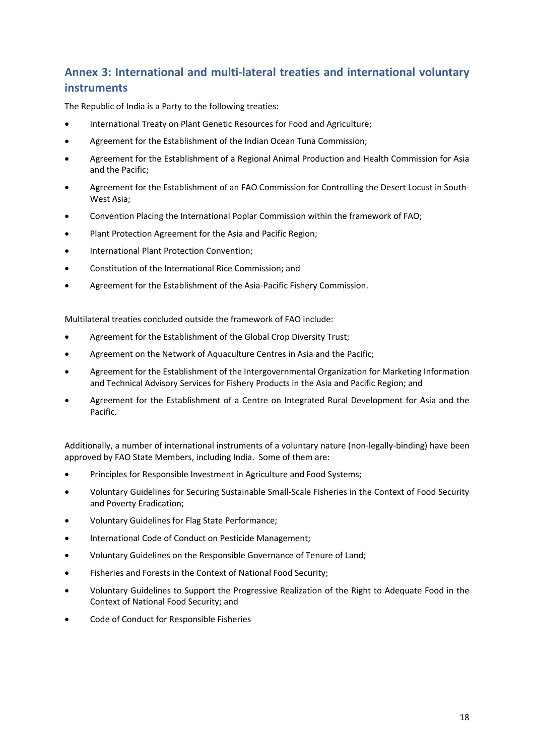## Annex 3: International and multi-lateral treaties and international voluntary instruments

The Republic of India is a Party to the following treaties:

- International Treaty on Plant Genetic Resources for Food and Agriculture;
- Agreement for the Establishment of the Indian Ocean Tuna Commission;
- Agreement for the Establishment of a Regional Animal Production and Health Commission for Asia and the Pacific;
- Agreement for the Establishment of an FAO Commission for Controlling the Desert Locust in South-West Asia;
- Convention Placing the International Poplar Commission within the framework of FAO;
- Plant Protection Agreement for the Asia and Pacific Region;
- International Plant Protection Convention;
- Constitution of the International Rice Commission; and
- Agreement for the Establishment of the Asia-Pacific Fishery Commission.

Multilateral treaties concluded outside the framework of FAO include:

- Agreement for the Establishment of the Global Crop Diversity Trust;
- Agreement on the Network of Aquaculture Centres in Asia and the Pacific;
- Agreement for the Establishment of the Intergovernmental Organization for Marketing Information and Technical Advisory Services for Fishery Products in the Asia and Pacific Region; and
- Agreement for the Establishment of a Centre on Integrated Rural Development for Asia and the Pacific.

Additionally, a number of international instruments of a voluntary nature (non-legally-binding) have been approved by FAO State Members, including India. Some of them are:

- Principles for Responsible Investment in Agriculture and Food Systems;
- Voluntary Guidelines for Securing Sustainable Small-Scale Fisheries in the Context of Food Security and Poverty Eradication;
- Voluntary Guidelines for Flag State Performance;
- International Code of Conduct on Pesticide Management;
- Voluntary Guidelines on the Responsible Governance of Tenure of Land;
- Fisheries and Forests in the Context of National Food Security;
- Voluntary Guidelines to Support the Progressive Realization of the Right to Adequate Food in the Context of National Food Security; and
- Code of Conduct for Responsible Fisheries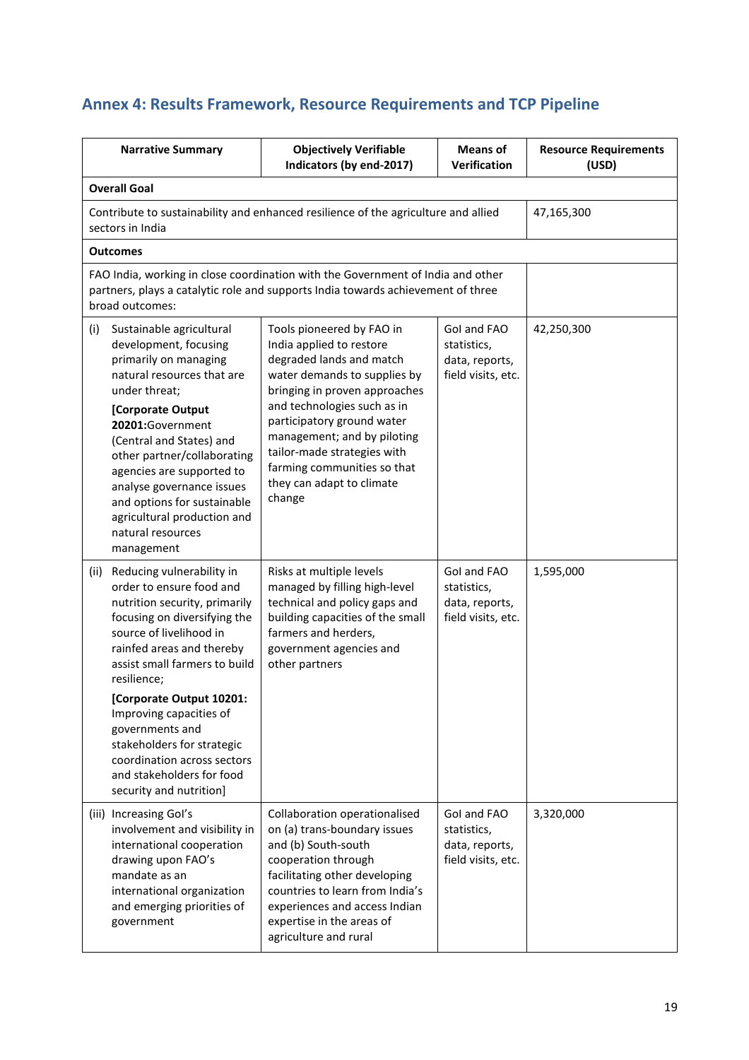## Annex 4: Results Framework, Resource Requirements and TCP Pipeline

| Narrative Summary | Objectively Verifiable Indicators (by end-2017) | Means of Verification | Resource Requirements (USD) |
|---|---|---|---|
| **Overall Goal** | | | |
| Contribute to sustainability and enhanced resilience of the agriculture and allied sectors in India | | | 47,165,300 |
| **Outcomes** | | | |
| FAO India, working in close coordination with the Government of India and other partners, plays a catalytic role and supports India towards achievement of three broad outcomes: | | | |
| (i) Sustainable agricultural development, focusing primarily on managing natural resources that are under threat; **[Corporate Output 20201:**Government (Central and States) and other partner/collaborating agencies are supported to analyse governance issues and options for sustainable agricultural production and natural resources management | Tools pioneered by FAO in India applied to restore degraded lands and match water demands to supplies by bringing in proven approaches and technologies such as in participatory ground water management; and by piloting tailor-made strategies with farming communities so that they can adapt to climate change | GoI and FAO statistics, data, reports, field visits, etc. | 42,250,300 |
| (ii) Reducing vulnerability in order to ensure food and nutrition security, primarily focusing on diversifying the source of livelihood in rainfed areas and thereby assist small farmers to build resilience; **[Corporate Output 10201:** Improving capacities of governments and stakeholders for strategic coordination across sectors and stakeholders for food security and nutrition] | Risks at multiple levels managed by filling high-level technical and policy gaps and building capacities of the small farmers and herders, government agencies and other partners | GoI and FAO statistics, data, reports, field visits, etc. | 1,595,000 |
| (iii) Increasing GoI's involvement and visibility in international cooperation drawing upon FAO's mandate as an international organization and emerging priorities of government | Collaboration operationalised on (a) trans-boundary issues and (b) South-south cooperation through facilitating other developing countries to learn from India's experiences and access Indian expertise in the areas of agriculture and rural | GoI and FAO statistics, data, reports, field visits, etc. | 3,320,000 |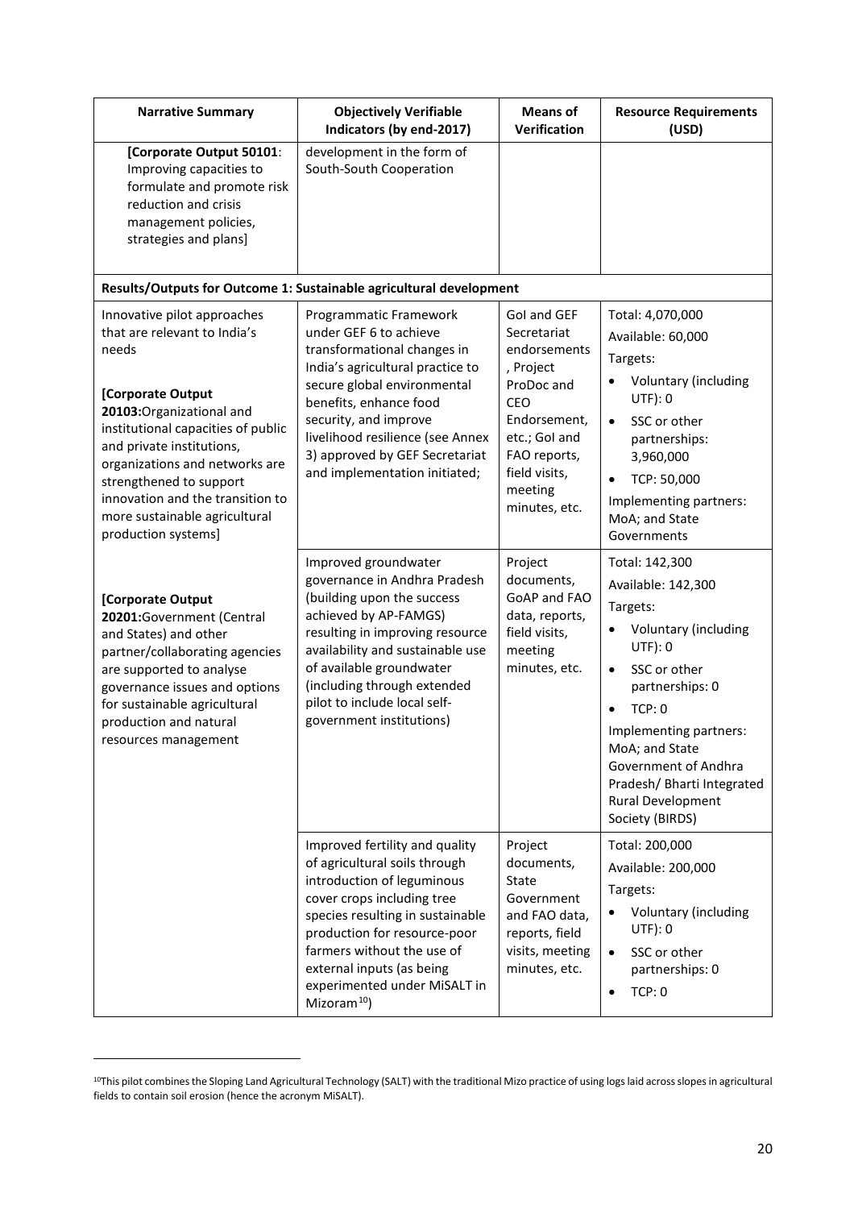| Narrative Summary | Objectively Verifiable Indicators (by end-2017) | Means of Verification | Resource Requirements (USD) |
|---|---|---|---|
| **[Corporate Output 50101**: Improving capacities to formulate and promote risk reduction and crisis management policies, strategies and plans] | development in the form of South-South Cooperation | | |
| **Results/Outputs for Outcome 1: Sustainable agricultural development** | | | |
| Innovative pilot approaches that are relevant to India's needs<br><br>**[Corporate Output 20103:**Organizational and institutional capacities of public and private institutions, organizations and networks are strengthened to support innovation and the transition to more sustainable agricultural production systems]<br><br>**[Corporate Output 20201:**Government (Central and States) and other partner/collaborating agencies are supported to analyse governance issues and options for sustainable agricultural production and natural resources management | Programmatic Framework under GEF 6 to achieve transformational changes in India's agricultural practice to secure global environmental benefits, enhance food security, and improve livelihood resilience (see Annex 3) approved by GEF Secretariat and implementation initiated; | GoI and GEF Secretariat endorsements, Project ProDoc and CEO Endorsement, etc.; GoI and FAO reports, field visits, meeting minutes, etc. | Total: 4,070,000<br>Available: 60,000<br>Targets:<br>• Voluntary (including UTF): 0<br>• SSC or other partnerships: 3,960,000<br>• TCP: 50,000<br>Implementing partners: MoA; and State Governments |
| | Improved groundwater governance in Andhra Pradesh (building upon the success achieved by AP-FAMGS) resulting in improving resource availability and sustainable use of available groundwater (including through extended pilot to include local self-government institutions) | Project documents, GoAP and FAO data, reports, field visits, meeting minutes, etc. | Total: 142,300<br>Available: 142,300<br>Targets:<br>• Voluntary (including UTF): 0<br>• SSC or other partnerships: 0<br>• TCP: 0<br>Implementing partners: MoA; and State Government of Andhra Pradesh/ Bharti Integrated Rural Development Society (BIRDS) |
| | Improved fertility and quality of agricultural soils through introduction of leguminous cover crops including tree species resulting in sustainable production for resource-poor farmers without the use of external inputs (as being experimented under MiSALT in Mizoram[10]) | Project documents, State Government and FAO data, reports, field visits, meeting minutes, etc. | Total: 200,000<br>Available: 200,000<br>Targets:<br>• Voluntary (including UTF): 0<br>• SSC or other partnerships: 0<br>• TCP: 0 |

[10]This pilot combines the Sloping Land Agricultural Technology (SALT) with the traditional Mizo practice of using logs laid across slopes in agricultural fields to contain soil erosion (hence the acronym MiSALT).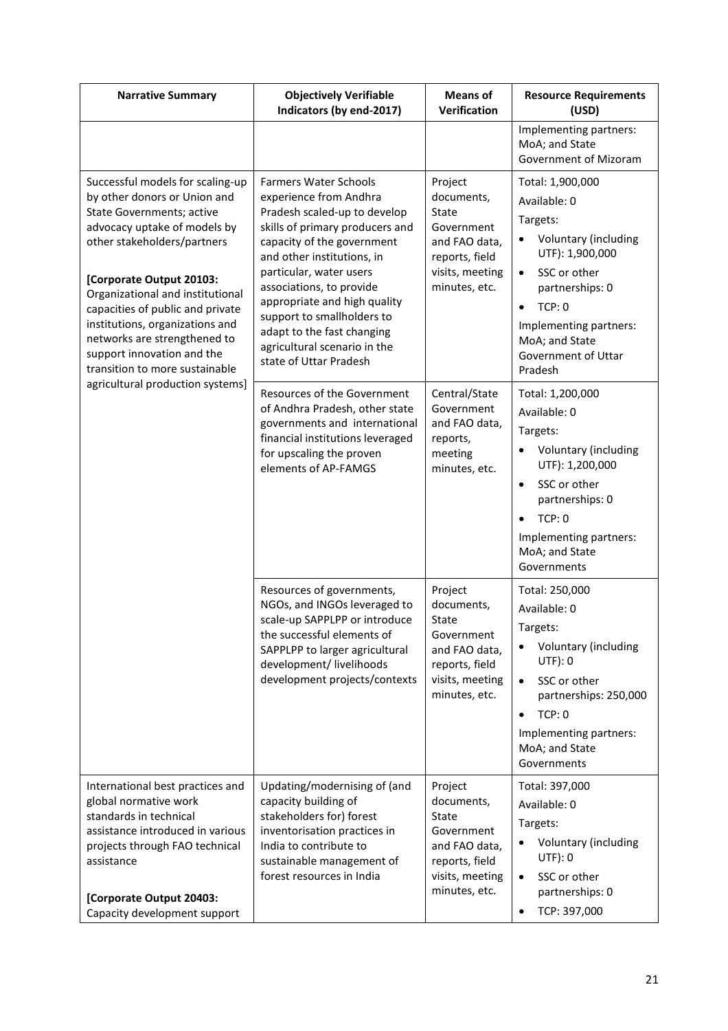| Narrative Summary | Objectively Verifiable Indicators (by end-2017) | Means of Verification | Resource Requirements (USD) |
|---|---|---|---|
| | | | Implementing partners: MoA; and State Government of Mizoram |
| Successful models for scaling-up by other donors or Union and State Governments; active advocacy uptake of models by other stakeholders/partners<br><br>**[Corporate Output 20103:** Organizational and institutional capacities of public and private institutions, organizations and networks are strengthened to support innovation and the transition to more sustainable agricultural production systems] | Farmers Water Schools experience from Andhra Pradesh scaled-up to develop skills of primary producers and capacity of the government and other institutions, in particular, water users associations, to provide appropriate and high quality support to smallholders to adapt to the fast changing agricultural scenario in the state of Uttar Pradesh | Project documents, State Government and FAO data, reports, field visits, meeting minutes, etc. | Total: 1,900,000<br>Available: 0<br>Targets:<br>• Voluntary (including UTF): 1,900,000<br>• SSC or other partnerships: 0<br>• TCP: 0<br>Implementing partners: MoA; and State Government of Uttar Pradesh |
| | Resources of the Government of Andhra Pradesh, other state governments and international financial institutions leveraged for upscaling the proven elements of AP-FAMGS | Central/State Government and FAO data, reports, meeting minutes, etc. | Total: 1,200,000<br>Available: 0<br>Targets:<br>• Voluntary (including UTF): 1,200,000<br>• SSC or other partnerships: 0<br>• TCP: 0<br>Implementing partners: MoA; and State Governments |
| | Resources of governments, NGOs, and INGOs leveraged to scale-up SAPPLPP or introduce the successful elements of SAPPLPP to larger agricultural development/ livelihoods development projects/contexts | Project documents, State Government and FAO data, reports, field visits, meeting minutes, etc. | Total: 250,000<br>Available: 0<br>Targets:<br>• Voluntary (including UTF): 0<br>• SSC or other partnerships: 250,000<br>• TCP: 0<br>Implementing partners: MoA; and State Governments |
| International best practices and global normative work standards in technical assistance introduced in various projects through FAO technical assistance<br><br>**[Corporate Output 20403:** Capacity development support | Updating/modernising of (and capacity building of stakeholders for) forest inventorisation practices in India to contribute to sustainable management of forest resources in India | Project documents, State Government and FAO data, reports, field visits, meeting minutes, etc. | Total: 397,000<br>Available: 0<br>Targets:<br>• Voluntary (including UTF): 0<br>• SSC or other partnerships: 0<br>• TCP: 397,000 |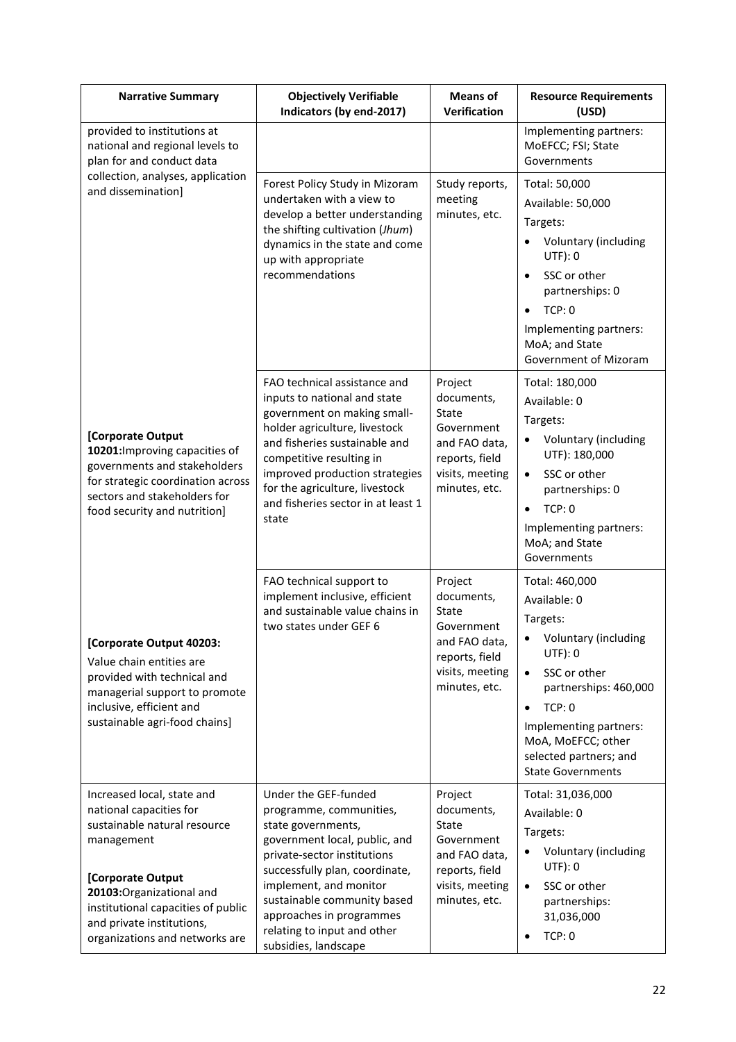| Narrative Summary | Objectively Verifiable Indicators (by end-2017) | Means of Verification | Resource Requirements (USD) |
|---|---|---|---|
| provided to institutions at national and regional levels to plan for and conduct data collection, analyses, application and dissemination] | | | Implementing partners: MoEFCC; FSI; State Governments |
| | Forest Policy Study in Mizoram undertaken with a view to develop a better understanding the shifting cultivation (*Jhum*) dynamics in the state and come up with appropriate recommendations | Study reports, meeting minutes, etc. | Total: 50,000<br>Available: 50,000<br>Targets:<br>• Voluntary (including UTF): 0<br>• SSC or other partnerships: 0<br>• TCP: 0<br>Implementing partners: MoA; and State Government of Mizoram |
| **[Corporate Output 10201:**Improving capacities of governments and stakeholders for strategic coordination across sectors and stakeholders for food security and nutrition] | FAO technical assistance and inputs to national and state government on making small-holder agriculture, livestock and fisheries sustainable and competitive resulting in improved production strategies for the agriculture, livestock and fisheries sector in at least 1 state | Project documents, State Government and FAO data, reports, field visits, meeting minutes, etc. | Total: 180,000<br>Available: 0<br>Targets:<br>• Voluntary (including UTF): 180,000<br>• SSC or other partnerships: 0<br>• TCP: 0<br>Implementing partners: MoA; and State Governments |
| **[Corporate Output 40203:**<br>Value chain entities are provided with technical and managerial support to promote inclusive, efficient and sustainable agri-food chains] | FAO technical support to implement inclusive, efficient and sustainable value chains in two states under GEF 6 | Project documents, State Government and FAO data, reports, field visits, meeting minutes, etc. | Total: 460,000<br>Available: 0<br>Targets:<br>• Voluntary (including UTF): 0<br>• SSC or other partnerships: 460,000<br>• TCP: 0<br>Implementing partners: MoA, MoEFCC; other selected partners; and State Governments |
| Increased local, state and national capacities for sustainable natural resource management<br><br>**[Corporate Output 20103:**Organizational and institutional capacities of public and private institutions, organizations and networks are | Under the GEF-funded programme, communities, state governments, government local, public, and private-sector institutions successfully plan, coordinate, implement, and monitor sustainable community based approaches in programmes relating to input and other subsidies, landscape | Project documents, State Government and FAO data, reports, field visits, meeting minutes, etc. | Total: 31,036,000<br>Available: 0<br>Targets:<br>• Voluntary (including UTF): 0<br>• SSC or other partnerships: 31,036,000<br>• TCP: 0 |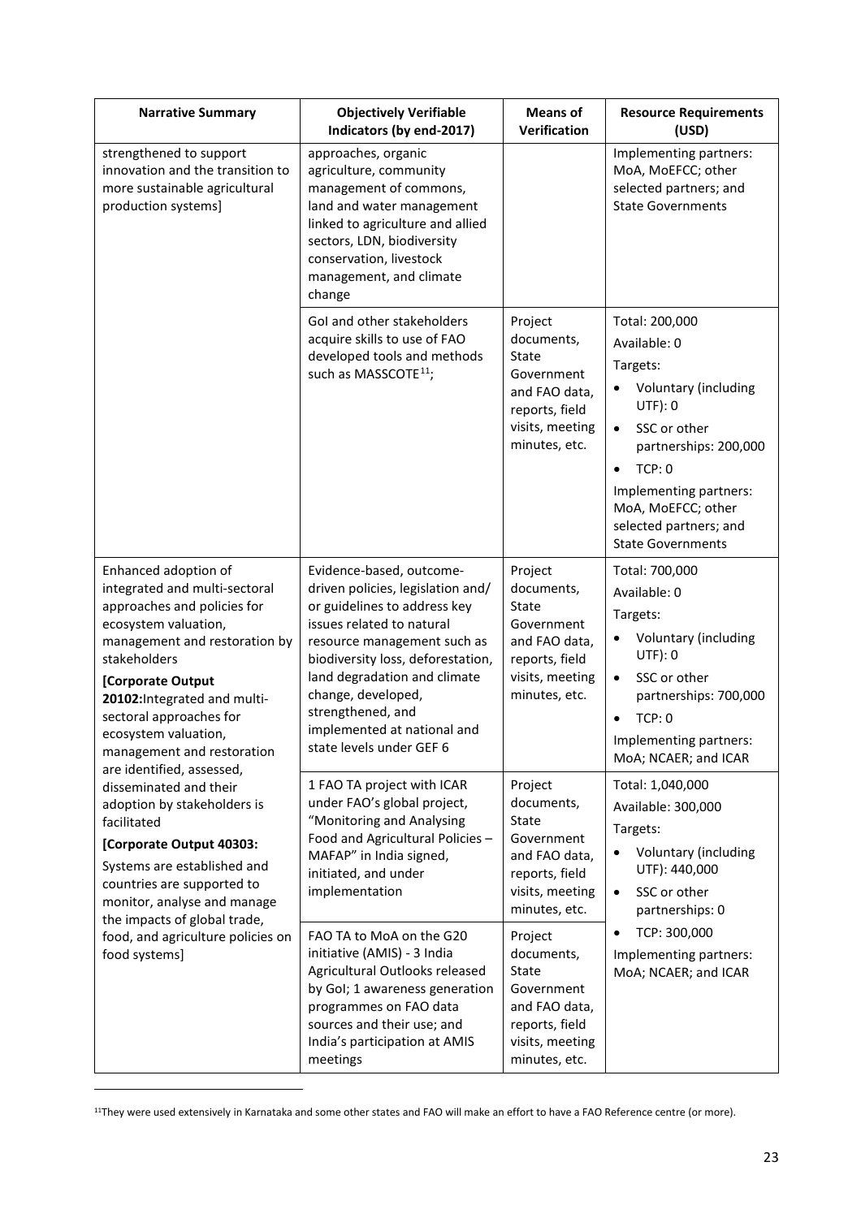| Narrative Summary | Objectively Verifiable Indicators (by end-2017) | Means of Verification | Resource Requirements (USD) |
| --- | --- | --- | --- |
| strengthened to support innovation and the transition to more sustainable agricultural production systems] | approaches, organic agriculture, community management of commons, land and water management linked to agriculture and allied sectors, LDN, biodiversity conservation, livestock management, and climate change | | Implementing partners: MoA, MoEFCC; other selected partners; and State Governments |
| | GoI and other stakeholders acquire skills to use of FAO developed tools and methods such as MASSCOTE[11]; | Project documents, State Government and FAO data, reports, field visits, meeting minutes, etc. | Total: 200,000<br>Available: 0<br>Targets:<br>• Voluntary (including UTF): 0<br>• SSC or other partnerships: 200,000<br>• TCP: 0<br>Implementing partners: MoA, MoEFCC; other selected partners; and State Governments |
| Enhanced adoption of integrated and multi-sectoral approaches and policies for ecosystem valuation, management and restoration by stakeholders<br>**[Corporate Output 20102:** Integrated and multi-sectoral approaches for ecosystem valuation, management and restoration are identified, assessed, disseminated and their adoption by stakeholders is facilitated<br>**[Corporate Output 40303:**<br>Systems are established and countries are supported to monitor, analyse and manage the impacts of global trade, food, and agriculture policies on food systems] | Evidence-based, outcome-driven policies, legislation and/ or guidelines to address key issues related to natural resource management such as biodiversity loss, deforestation, land degradation and climate change, developed, strengthened, and implemented at national and state levels under GEF 6 | Project documents, State Government and FAO data, reports, field visits, meeting minutes, etc. | Total: 700,000<br>Available: 0<br>Targets:<br>• Voluntary (including UTF): 0<br>• SSC or other partnerships: 700,000<br>• TCP: 0<br>Implementing partners: MoA; NCAER; and ICAR |
| | 1 FAO TA project with ICAR under FAO's global project, "Monitoring and Analysing Food and Agricultural Policies – MAFAP" in India signed, initiated, and under implementation | Project documents, State Government and FAO data, reports, field visits, meeting minutes, etc. | Total: 1,040,000<br>Available: 300,000<br>Targets:<br>• Voluntary (including UTF): 440,000<br>• SSC or other partnerships: 0<br>• TCP: 300,000<br>Implementing partners: MoA; NCAER; and ICAR |
| | FAO TA to MoA on the G20 initiative (AMIS) - 3 India Agricultural Outlooks released by GoI; 1 awareness generation programmes on FAO data sources and their use; and India's participation at AMIS meetings | Project documents, State Government and FAO data, reports, field visits, meeting minutes, etc. | |

[11] They were used extensively in Karnataka and some other states and FAO will make an effort to have a FAO Reference centre (or more).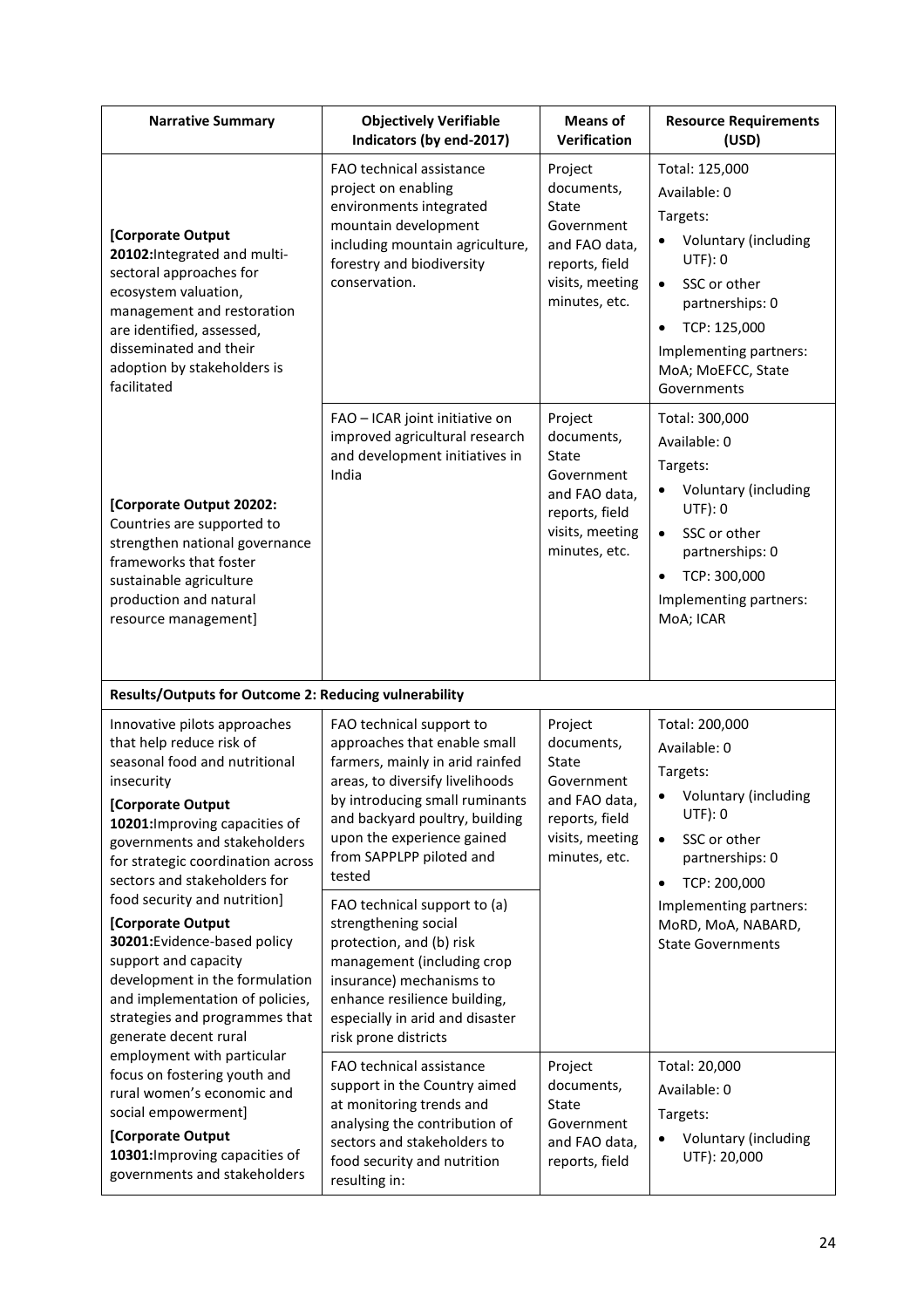| Narrative Summary | Objectively Verifiable Indicators (by end-2017) | Means of Verification | Resource Requirements (USD) |
|---|---|---|---|
| **[Corporate Output 20102:**Integrated and multi-sectoral approaches for ecosystem valuation, management and restoration are identified, assessed, disseminated and their adoption by stakeholders is facilitated | FAO technical assistance project on enabling environments integrated mountain development including mountain agriculture, forestry and biodiversity conservation. | Project documents, State Government and FAO data, reports, field visits, meeting minutes, etc. | Total: 125,000<br>Available: 0<br>Targets:<br>• Voluntary (including UTF): 0<br>• SSC or other partnerships: 0<br>• TCP: 125,000<br>Implementing partners: MoA; MoEFCC, State Governments |
| **[Corporate Output 20202:** Countries are supported to strengthen national governance frameworks that foster sustainable agriculture production and natural resource management] | FAO – ICAR joint initiative on improved agricultural research and development initiatives in India | Project documents, State Government and FAO data, reports, field visits, meeting minutes, etc. | Total: 300,000<br>Available: 0<br>Targets:<br>• Voluntary (including UTF): 0<br>• SSC or other partnerships: 0<br>• TCP: 300,000<br>Implementing partners: MoA; ICAR |
| **Results/Outputs for Outcome 2: Reducing vulnerability** | | | |
| Innovative pilots approaches that help reduce risk of seasonal food and nutritional insecurity<br>**[Corporate Output 10201:**Improving capacities of governments and stakeholders for strategic coordination across sectors and stakeholders for food security and nutrition]<br>**[Corporate Output 30201:**Evidence-based policy support and capacity development in the formulation and implementation of policies, strategies and programmes that generate decent rural employment with particular focus on fostering youth and rural women's economic and social empowerment]<br>**[Corporate Output 10301:**Improving capacities of governments and stakeholders | FAO technical support to approaches that enable small farmers, mainly in arid rainfed areas, to diversify livelihoods by introducing small ruminants and backyard poultry, building upon the experience gained from SAPPLPP piloted and tested<br><br>FAO technical support to (a) strengthening social protection, and (b) risk management (including crop insurance) mechanisms to enhance resilience building, especially in arid and disaster risk prone districts | Project documents, State Government and FAO data, reports, field visits, meeting minutes, etc. | Total: 200,000<br>Available: 0<br>Targets:<br>• Voluntary (including UTF): 0<br>• SSC or other partnerships: 0<br>• TCP: 200,000<br>Implementing partners: MoRD, MoA, NABARD, State Governments |
| | FAO technical assistance support in the Country aimed at monitoring trends and analysing the contribution of sectors and stakeholders to food security and nutrition resulting in: | Project documents, State Government and FAO data, reports, field | Total: 20,000<br>Available: 0<br>Targets:<br>• Voluntary (including UTF): 20,000 |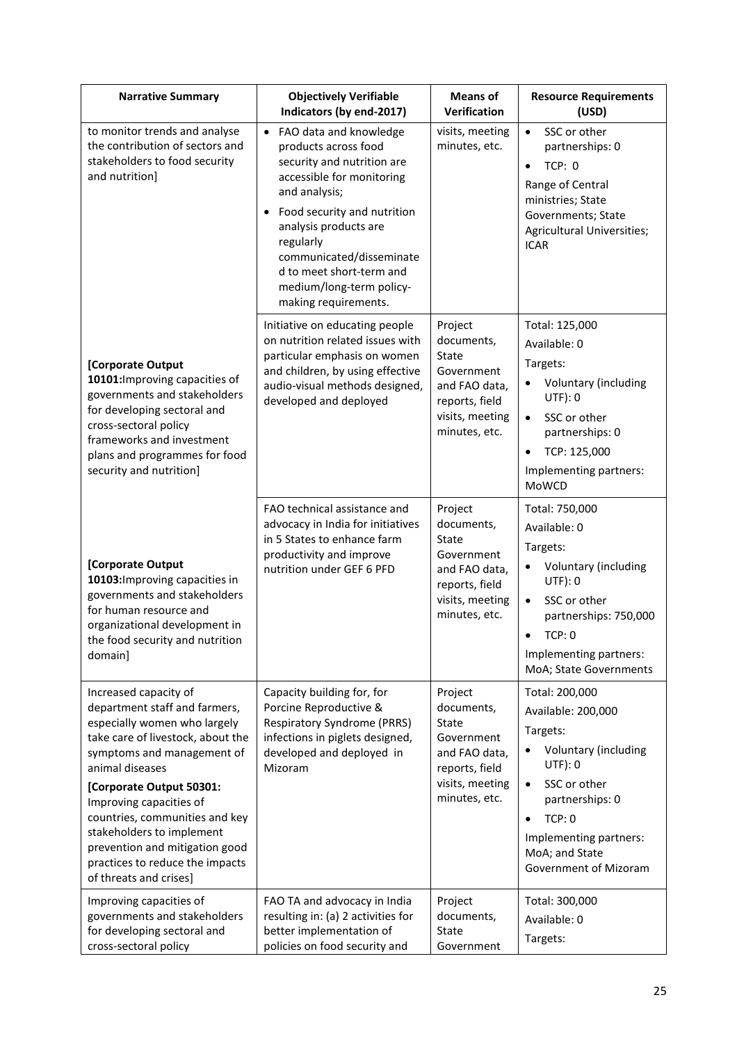| Narrative Summary | Objectively Verifiable Indicators (by end-2017) | Means of Verification | Resource Requirements (USD) |
|---|---|---|---|
| to monitor trends and analyse the contribution of sectors and stakeholders to food security and nutrition] | • FAO data and knowledge products across food security and nutrition are accessible for monitoring and analysis;<br>• Food security and nutrition analysis products are regularly communicated/disseminated to meet short-term and medium/long-term policy-making requirements. | visits, meeting minutes, etc. | • SSC or other partnerships: 0<br>• TCP: 0<br>Range of Central ministries; State Governments; State Agricultural Universities; ICAR |
| [Corporate Output 10101:Improving capacities of governments and stakeholders for developing sectoral and cross-sectoral policy frameworks and investment plans and programmes for food security and nutrition] | Initiative on educating people on nutrition related issues with particular emphasis on women and children, by using effective audio-visual methods designed, developed and deployed | Project documents, State Government and FAO data, reports, field visits, meeting minutes, etc. | Total: 125,000<br>Available: 0<br>Targets:<br>• Voluntary (including UTF): 0<br>• SSC or other partnerships: 0<br>• TCP: 125,000<br>Implementing partners: MoWCD |
| [Corporate Output 10103:Improving capacities in governments and stakeholders for human resource and organizational development in the food security and nutrition domain] | FAO technical assistance and advocacy in India for initiatives in 5 States to enhance farm productivity and improve nutrition under GEF 6 PFD | Project documents, State Government and FAO data, reports, field visits, meeting minutes, etc. | Total: 750,000<br>Available: 0<br>Targets:<br>• Voluntary (including UTF): 0<br>• SSC or other partnerships: 750,000<br>• TCP: 0<br>Implementing partners: MoA; State Governments |
| Increased capacity of department staff and farmers, especially women who largely take care of livestock, about the symptoms and management of animal diseases<br>[Corporate Output 50301: Improving capacities of countries, communities and key stakeholders to implement prevention and mitigation good practices to reduce the impacts of threats and crises] | Capacity building for, for Porcine Reproductive & Respiratory Syndrome (PRRS) infections in piglets designed, developed and deployed in Mizoram | Project documents, State Government and FAO data, reports, field visits, meeting minutes, etc. | Total: 200,000<br>Available: 200,000<br>Targets:<br>• Voluntary (including UTF): 0<br>• SSC or other partnerships: 0<br>• TCP: 0<br>Implementing partners: MoA; and State Government of Mizoram |
| Improving capacities of governments and stakeholders for developing sectoral and cross-sectoral policy | FAO TA and advocacy in India resulting in: (a) 2 activities for better implementation of policies on food security and | Project documents, State Government | Total: 300,000<br>Available: 0<br>Targets: |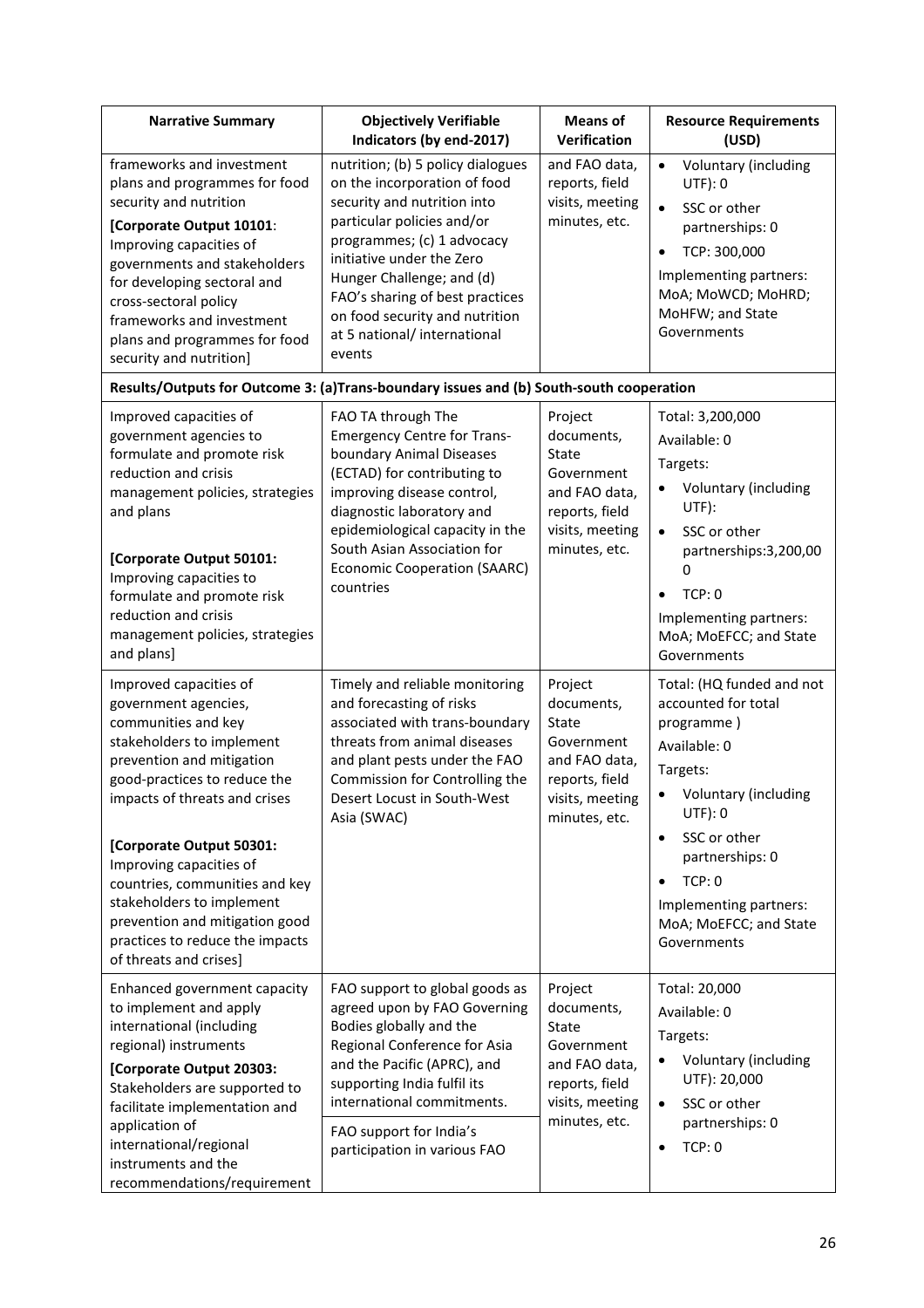| Narrative Summary | Objectively Verifiable Indicators (by end-2017) | Means of Verification | Resource Requirements (USD) |
|---|---|---|---|
| frameworks and investment plans and programmes for food security and nutrition<br>**[Corporate Output 10101**: Improving capacities of governments and stakeholders for developing sectoral and cross-sectoral policy frameworks and investment plans and programmes for food security and nutrition] | nutrition; (b) 5 policy dialogues on the incorporation of food security and nutrition into particular policies and/or programmes; (c) 1 advocacy initiative under the Zero Hunger Challenge; and (d) FAO's sharing of best practices on food security and nutrition at 5 national/ international events | and FAO data, reports, field visits, meeting minutes, etc. | • Voluntary (including UTF): 0<br>• SSC or other partnerships: 0<br>• TCP: 300,000<br>Implementing partners: MoA; MoWCD; MoHRD; MoHFW; and State Governments |
| **Results/Outputs for Outcome 3: (a)Trans-boundary issues and (b) South-south cooperation** | | | |
| Improved capacities of government agencies to formulate and promote risk reduction and crisis management policies, strategies and plans<br><br>**[Corporate Output 50101:** Improving capacities to formulate and promote risk reduction and crisis management policies, strategies and plans] | FAO TA through The Emergency Centre for Trans-boundary Animal Diseases (ECTAD) for contributing to improving disease control, diagnostic laboratory and epidemiological capacity in the South Asian Association for Economic Cooperation (SAARC) countries | Project documents, State Government and FAO data, reports, field visits, meeting minutes, etc. | Total: 3,200,000<br>Available: 0<br>Targets:<br>• Voluntary (including UTF):<br>• SSC or other partnerships:3,200,000<br>• TCP: 0<br>Implementing partners: MoA; MoEFCC; and State Governments |
| Improved capacities of government agencies, communities and key stakeholders to implement prevention and mitigation good-practices to reduce the impacts of threats and crises<br><br>**[Corporate Output 50301:** Improving capacities of countries, communities and key stakeholders to implement prevention and mitigation good practices to reduce the impacts of threats and crises] | Timely and reliable monitoring and forecasting of risks associated with trans-boundary threats from animal diseases and plant pests under the FAO Commission for Controlling the Desert Locust in South-West Asia (SWAC) | Project documents, State Government and FAO data, reports, field visits, meeting minutes, etc. | Total: (HQ funded and not accounted for total programme )<br>Available: 0<br>Targets:<br>• Voluntary (including UTF): 0<br>• SSC or other partnerships: 0<br>• TCP: 0<br>Implementing partners: MoA; MoEFCC; and State Governments |
| Enhanced government capacity to implement and apply international (including regional) instruments<br>**[Corporate Output 20303:** Stakeholders are supported to facilitate implementation and application of international/regional instruments and the recommendations/requirement | FAO support to global goods as agreed upon by FAO Governing Bodies globally and the Regional Conference for Asia and the Pacific (APRC), and supporting India fulfil its international commitments.<br><br>FAO support for India's participation in various FAO | Project documents, State Government and FAO data, reports, field visits, meeting minutes, etc. | Total: 20,000<br>Available: 0<br>Targets:<br>• Voluntary (including UTF): 20,000<br>• SSC or other partnerships: 0<br>• TCP: 0 |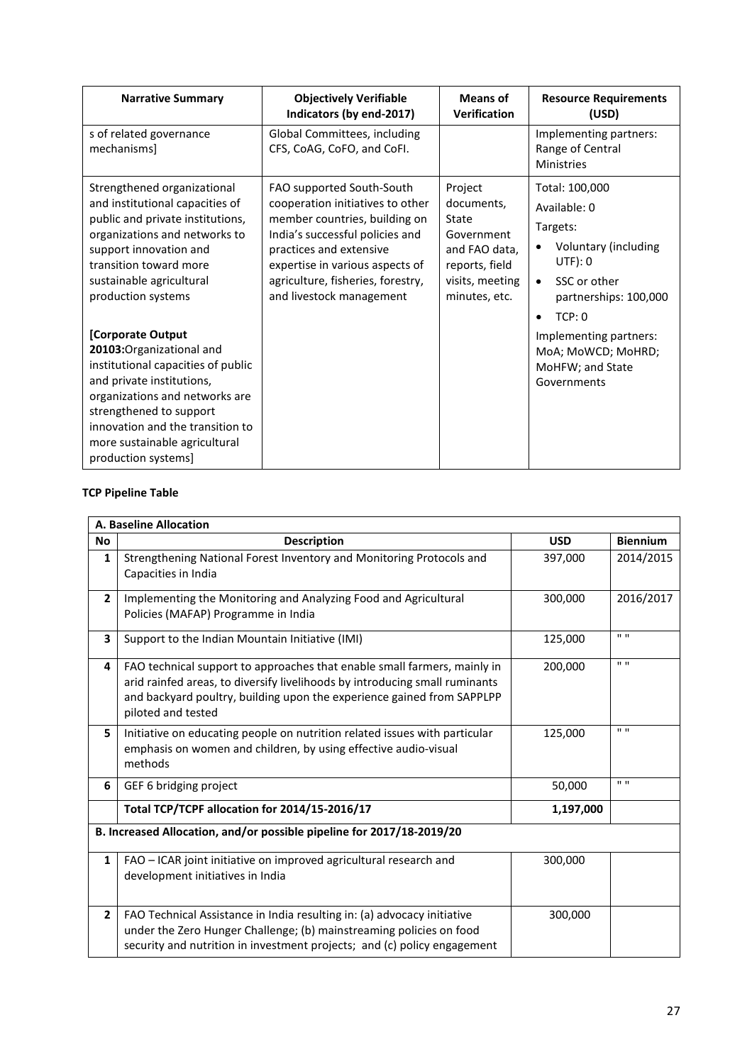| Narrative Summary | Objectively Verifiable Indicators (by end-2017) | Means of Verification | Resource Requirements (USD) |
|---|---|---|---|
| s of related governance mechanisms] | Global Committees, including CFS, CoAG, CoFO, and CoFI. | | Implementing partners: Range of Central Ministries |
| Strengthened organizational and institutional capacities of public and private institutions, organizations and networks to support innovation and transition toward more sustainable agricultural production systems<br><br>**[Corporate Output 20103:**Organizational and institutional capacities of public and private institutions, organizations and networks are strengthened to support innovation and the transition to more sustainable agricultural production systems] | FAO supported South-South cooperation initiatives to other member countries, building on India's successful policies and practices and extensive expertise in various aspects of agriculture, fisheries, forestry, and livestock management | Project documents, State Government and FAO data, reports, field visits, meeting minutes, etc. | Total: 100,000<br>Available: 0<br>Targets:<br>• Voluntary (including UTF): 0<br>• SSC or other partnerships: 100,000<br>• TCP: 0<br>Implementing partners: MoA; MoWCD; MoHRD; MoHFW; and State Governments |

**TCP Pipeline Table**

| No | Description | USD | Biennium |
|---|---|---|---|
| **A. Baseline Allocation** | | | |
| **1** | Strengthening National Forest Inventory and Monitoring Protocols and Capacities in India | 397,000 | 2014/2015 |
| **2** | Implementing the Monitoring and Analyzing Food and Agricultural Policies (MAFAP) Programme in India | 300,000 | 2016/2017 |
| **3** | Support to the Indian Mountain Initiative (IMI) | 125,000 | " " |
| **4** | FAO technical support to approaches that enable small farmers, mainly in arid rainfed areas, to diversify livelihoods by introducing small ruminants and backyard poultry, building upon the experience gained from SAPPLPP piloted and tested | 200,000 | " " |
| **5** | Initiative on educating people on nutrition related issues with particular emphasis on women and children, by using effective audio-visual methods | 125,000 | " " |
| **6** | GEF 6 bridging project | 50,000 | " " |
| | **Total TCP/TCPF allocation for 2014/15-2016/17** | **1,197,000** | |
| **B. Increased Allocation, and/or possible pipeline for 2017/18-2019/20** | | | |
| **1** | FAO – ICAR joint initiative on improved agricultural research and development initiatives in India | 300,000 | |
| **2** | FAO Technical Assistance in India resulting in: (a) advocacy initiative under the Zero Hunger Challenge; (b) mainstreaming policies on food security and nutrition in investment projects; and (c) policy engagement | 300,000 | |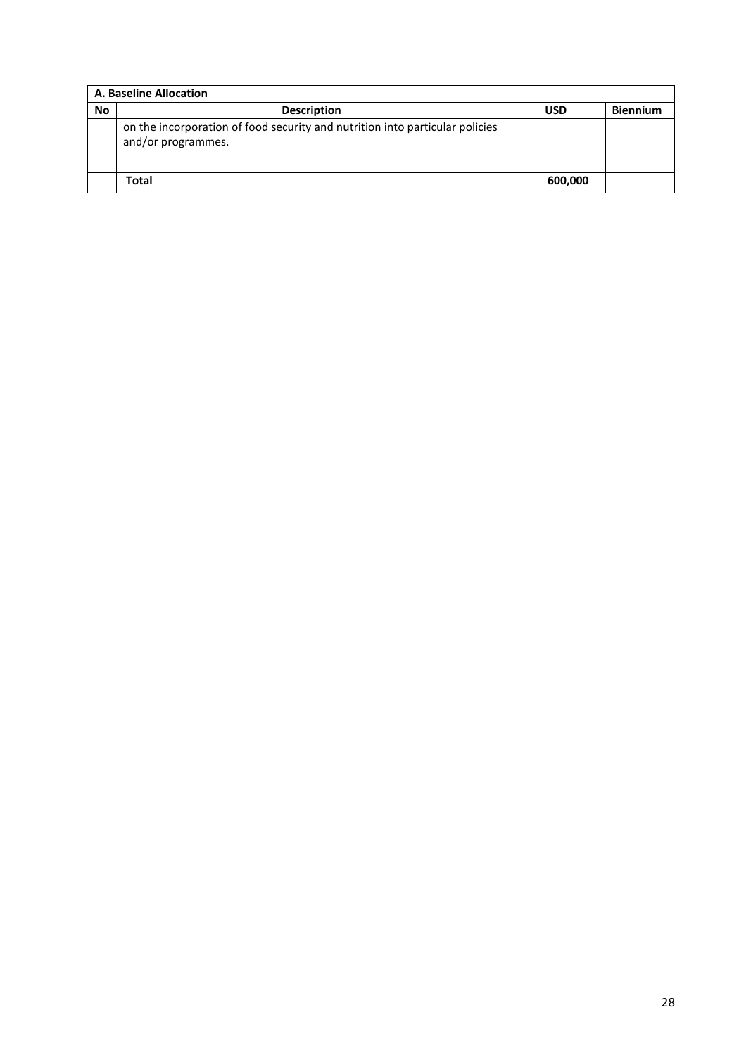| A. Baseline Allocation | | | |
|---|---|---|---|
| **No** | **Description** | **USD** | **Biennium** |
| | on the incorporation of food security and nutrition into particular policies and/or programmes. | | |
| | **Total** | **600,000** | |